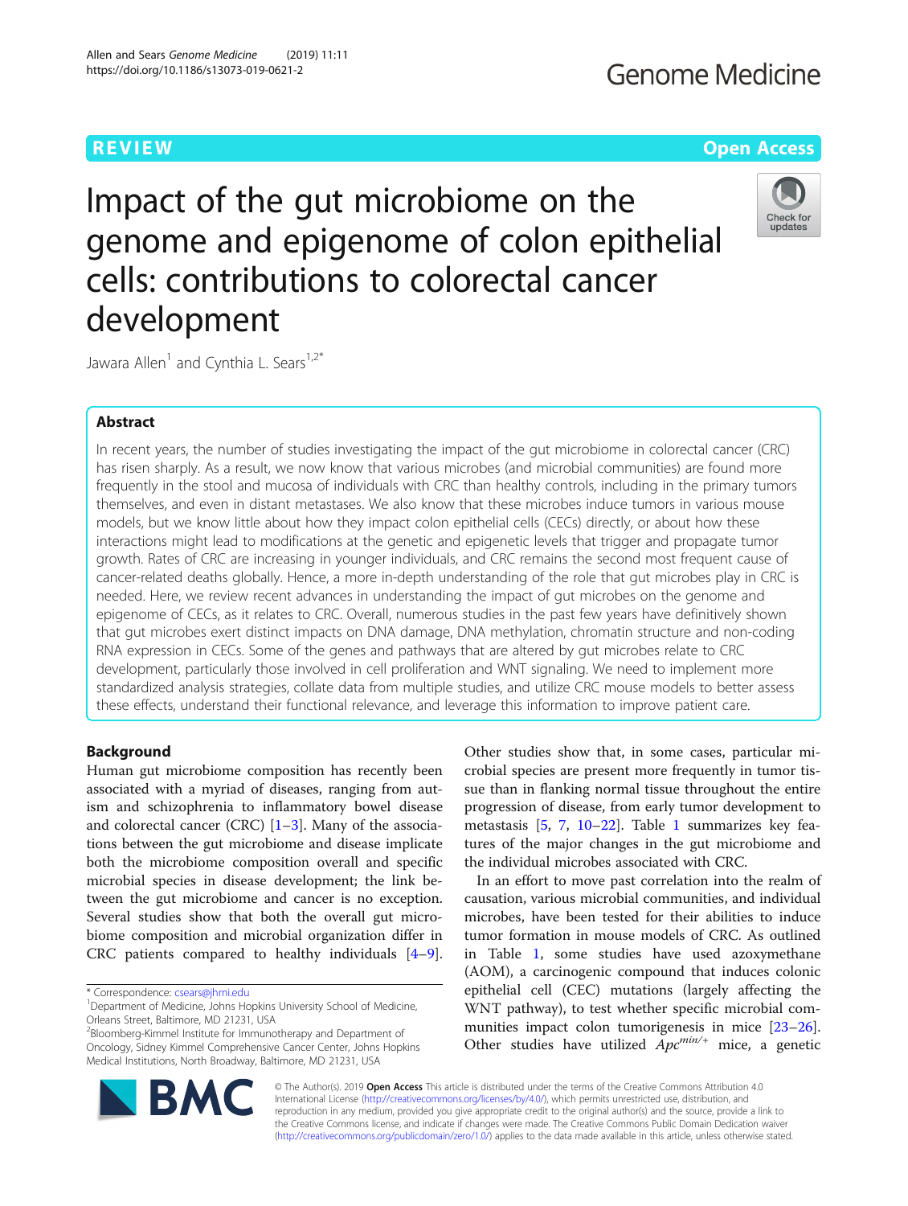REVIEW Open Access

# Impact of the gut microbiome on the genome and epigenome of colon epithelial cells: contributions to colorectal cancer development

Jawara Allen[1] and Cynthia L. Sears[1,2*]

## Abstract

In recent years, the number of studies investigating the impact of the gut microbiome in colorectal cancer (CRC) has risen sharply. As a result, we now know that various microbes (and microbial communities) are found more frequently in the stool and mucosa of individuals with CRC than healthy controls, including in the primary tumors themselves, and even in distant metastases. We also know that these microbes induce tumors in various mouse models, but we know little about how they impact colon epithelial cells (CECs) directly, or about how these interactions might lead to modifications at the genetic and epigenetic levels that trigger and propagate tumor growth. Rates of CRC are increasing in younger individuals, and CRC remains the second most frequent cause of cancer-related deaths globally. Hence, a more in-depth understanding of the role that gut microbes play in CRC is needed. Here, we review recent advances in understanding the impact of gut microbes on the genome and epigenome of CECs, as it relates to CRC. Overall, numerous studies in the past few years have definitively shown that gut microbes exert distinct impacts on DNA damage, DNA methylation, chromatin structure and non-coding RNA expression in CECs. Some of the genes and pathways that are altered by gut microbes relate to CRC development, particularly those involved in cell proliferation and WNT signaling. We need to implement more standardized analysis strategies, collate data from multiple studies, and utilize CRC mouse models to better assess these effects, understand their functional relevance, and leverage this information to improve patient care.

## Background

Human gut microbiome composition has recently been associated with a myriad of diseases, ranging from autism and schizophrenia to inflammatory bowel disease and colorectal cancer (CRC) [1–3]. Many of the associations between the gut microbiome and disease implicate both the microbiome composition overall and specific microbial species in disease development; the link between the gut microbiome and cancer is no exception. Several studies show that both the overall gut microbiome composition and microbial organization differ in CRC patients compared to healthy individuals [4–9]. Other studies show that, in some cases, particular microbial species are present more frequently in tumor tissue than in flanking normal tissue throughout the entire progression of disease, from early tumor development to metastasis [5, 7, 10–22]. Table 1 summarizes key features of the major changes in the gut microbiome and the individual microbes associated with CRC.

In an effort to move past correlation into the realm of causation, various microbial communities, and individual microbes, have been tested for their abilities to induce tumor formation in mouse models of CRC. As outlined in Table 1, some studies have used azoxymethane (AOM), a carcinogenic compound that induces colonic epithelial cell (CEC) mutations (largely affecting the WNT pathway), to test whether specific microbial communities impact colon tumorigenesis in mice [23–26]. Other studies have utilized $Apc^{min/+}$ mice, a genetic

* Correspondence: csears@jhmi.edu

[1]Department of Medicine, Johns Hopkins University School of Medicine, Orleans Street, Baltimore, MD 21231, USA

[2]Bloomberg-Kimmel Institute for Immunotherapy and Department of Oncology, Sidney Kimmel Comprehensive Cancer Center, Johns Hopkins Medical Institutions, North Broadway, Baltimore, MD 21231, USA

© The Author(s). 2019 **Open Access** This article is distributed under the terms of the Creative Commons Attribution 4.0 International License (http://creativecommons.org/licenses/by/4.0/), which permits unrestricted use, distribution, and reproduction in any medium, provided you give appropriate credit to the original author(s) and the source, provide a link to the Creative Commons license, and indicate if changes were made. The Creative Commons Public Domain Dedication waiver (http://creativecommons.org/publicdomain/zero/1.0/) applies to the data made available in this article, unless otherwise stated.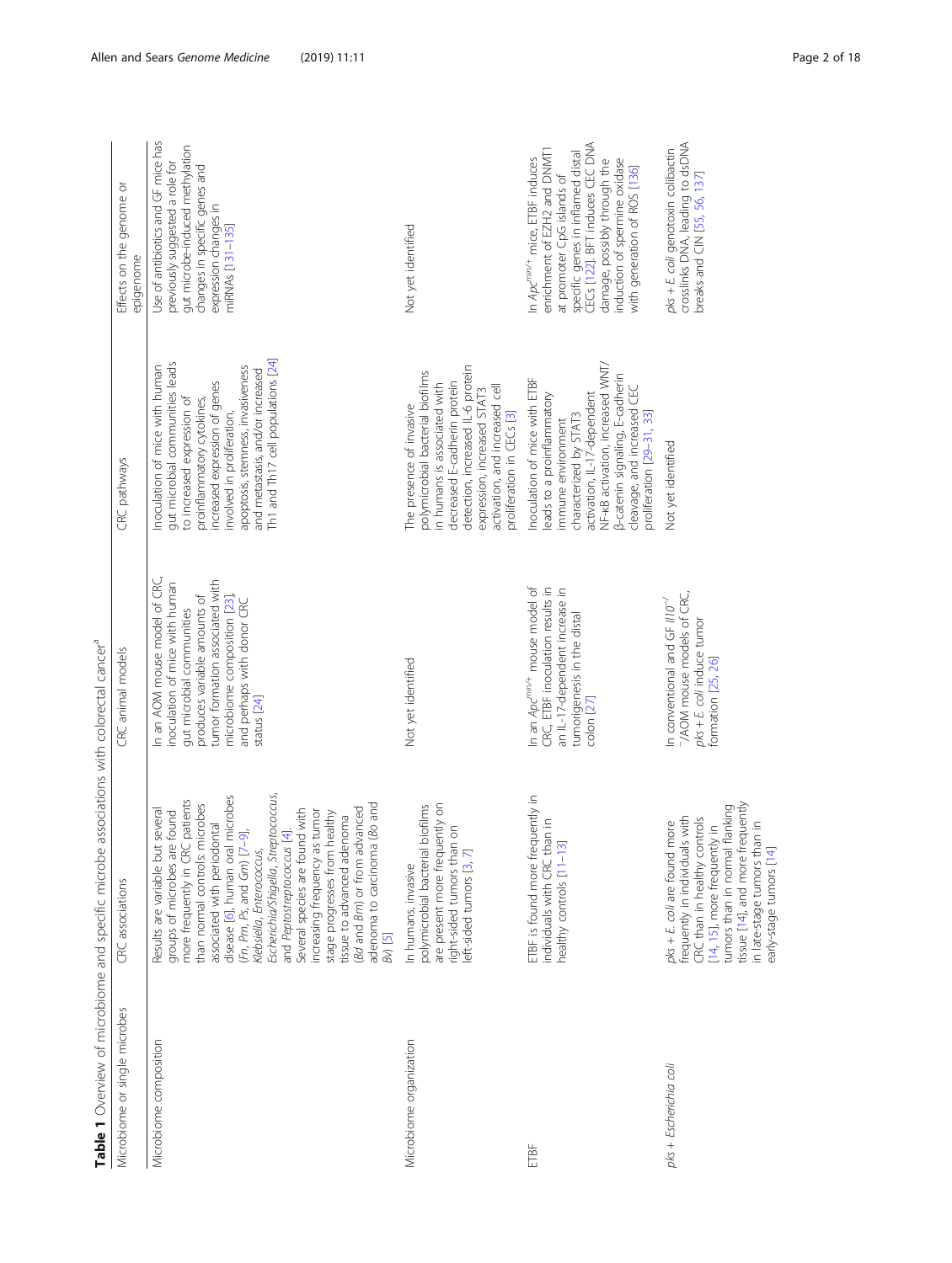**Table 1** Overview of microbiome and specific microbe associations with colorectal cancer[a]

| Microbiome or single microbes | CRC associations | CRC animal models | CRC pathways | Effects on the genome or epigenome |
|---|---|---|---|---|
| Microbiome composition | Results are variable but several groups of microbes are found more frequently in CRC patients than normal controls: microbes associated with periodontal disease [6], human oral microbes (*Fn*, *Pm*, *Ps*, and *Gm*) [7–9], *Klebsiella*, *Enterococcus*, *Escherichia/Shigella*, *Streptococcus*, and *Peptostreptococcus* [4]. Several species are found with increasing frequency as tumor stage progresses from healthy tissue to advanced adenoma (*Bd* and *Bm*) or from advanced adenoma to carcinoma (*Bo* and *Bv*) [5] | In an AOM mouse model of CRC, inoculation of mice with human gut microbial communities produces variable amounts of tumor formation associated with microbiome composition [23], and perhaps with donor CRC status [24] | Inoculation of mice with human gut microbial communities leads to increased expression of proinflammatory cytokines, increased expression of genes involved in proliferation, apoptosis, stemness, invasiveness and metastasis, and/or increased Th1 and Th17 cell populations [24] | Use of antibiotics and GF mice has previously suggested a role for gut microbe-induced methylation changes in specific genes and expression changes in miRNAs [131–135] |
| Microbiome organization | In humans, invasive polymicrobial bacterial biofilms are present more frequently on right-sided tumors than on left-sided tumors [3, 7] | Not yet identified | The presence of invasive polymicrobial bacterial biofilms in humans is associated with decreased E-cadherin protein detection, increased IL-6 protein expression, increased STAT3 activation, and increased cell proliferation in CECs [3] | Not yet identified |
| ETBF | ETBF is found more frequently in individuals with CRC than in healthy controls [11–13] | In an $Apc^{min/+}$ mouse model of CRC, ETBF inoculation results in an IL-17-dependent increase in tumorigenesis in the distal colon [27] | Inoculation of mice with ETBF leads to a proinflammatory immune environment characterized by STAT3 activation, IL-17-dependent NF-κB activation, increased WNT/β-catenin signaling, E-cadherin cleavage, and increased CEC proliferation [29–31, 33] | In $Apc^{min/+}$ mice, ETBF induces enrichment of EZH2 and DNMT1 at promoter CpG islands of specific genes in inflamed distal CECs [122]. BFT induces CEC DNA damage, possibly through the induction of spermine oxidase with generation of ROS [136] |
| *pks* + *Escherichia coli* | *pks* + *E. coli* are found more frequently in individuals with CRC than in healthy controls [14, 15], more frequently in tumors than in normal flanking tissue [14], and more frequently in late-stage tumors than in early-stage tumors [14] | In conventional and GF $Il10^{-/-}$/AOM mouse models of CRC, *pks* + *E. coli* induce tumor formation [25, 26] | Not yet identified | *pks* + *E. coli* genotoxin colibactin crosslinks DNA, leading to dsDNA breaks and CIN [55, 56, 137] |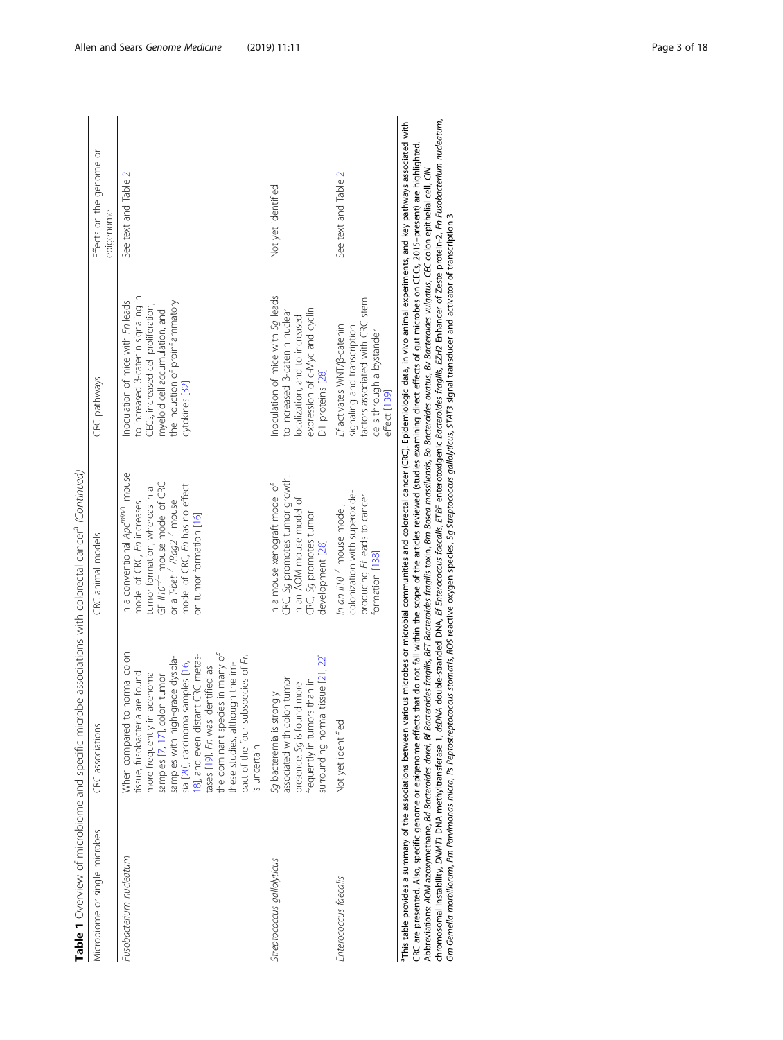**Table 1** Overview of microbiome and specific microbe associations with colorectal cancer[a] *(Continued)*

| Microbiome or single microbes | CRC associations | CRC animal models | CRC pathways | Effects on the genome or epigenome |
|---|---|---|---|---|
| *Fusobacterium nucleatum* | When compared to normal colon tissue, fusobacteria are found more frequently in adenoma samples [7, 17], colon tumor samples with high-grade dysplasia [20], carcinoma samples [16, 18], and even distant CRC metastases [19]. *Fn* was identified as the dominant species in many of these studies, although the impact of the four subspecies of *Fn* is uncertain | In a conventional $Apc^{min/+}$ mouse model of CRC, *Fn* increases tumor formation, whereas in a GF $Il10^{-/-}$ mouse model of CRC or a $T\text{-}bet^{-/-}/Rag2^{-/-}$ mouse model of CRC, *Fn* has no effect on tumor formation [16] | Inoculation of mice with *Fn* leads to increased β-catenin signaling in CECs, increased cell proliferation, myeloid cell accumulation, and the induction of proinflammatory cytokines [32] | See text and Table 2 |
| *Streptococcus gallolyticus* | *Sg* bacteremia is strongly associated with colon tumor presence. *Sg* is found more frequently in tumors than in surrounding normal tissue [21, 22] | In a mouse xenograft model of CRC, *Sg* promotes tumor growth. In an AOM mouse model of CRC, *Sg* promotes tumor development [28] | Inoculation of mice with *Sg* leads to increased β-catenin nuclear localization, and to increased expression of c-Myc and cyclin D1 proteins [28] | Not yet identified |
| *Enterococcus faecalis* | Not yet identified | In an $Il10^{-/-}$ mouse model, colonization with superoxide-producing *Ef* leads to cancer formation [138] | *Ef* activates WNT/β-catenin signaling and transcription factors associated with CRC stem cells through a bystander effect [139] | See text and Table 2 |

[a]This table provides a summary of the associations between various microbes or microbial communities and colorectal cancer (CRC). Epidemiologic data, in vivo animal experiments, and key pathways associated with CRC are presented. Also, specific genome or epigenome effects that do not fall within the scope of the articles reviewed (studies examining direct effects of gut microbes on CECs, 2015–present) are highlighted.
Abbreviations: *AOM* azoxymethane, *Bd Bacteroides dorei*, *Bf Bacteroides fragilis*, *BFT Bacteroides fragilis* toxin, *Bm Bosea massiliensis*, *Bo Bacteroides ovatus*, *Bv Bacteroides vulgatus*, *CEC* colon epithelial cell, *CIN* chromosomal instability, *DNMT1* DNA methyltransferase 1, *dsDNA* double-stranded DNA, *Ef Enterococcus faecalis*, *ETBF* enterotoxigenic *Bacteroides fragilis*, *EZH2* Enhancer of Zeste protein-2, *Fn Fusobacterium nucleatum*, *Gm Gemella morbillorum*, *Pm Parvimonas micra*, *Ps Peptostreptococcus stomatis*, *ROS* reactive oxygen species, *Sg Streptococcus gallolyticus*, *STAT3* signal transducer and activator of transcription 3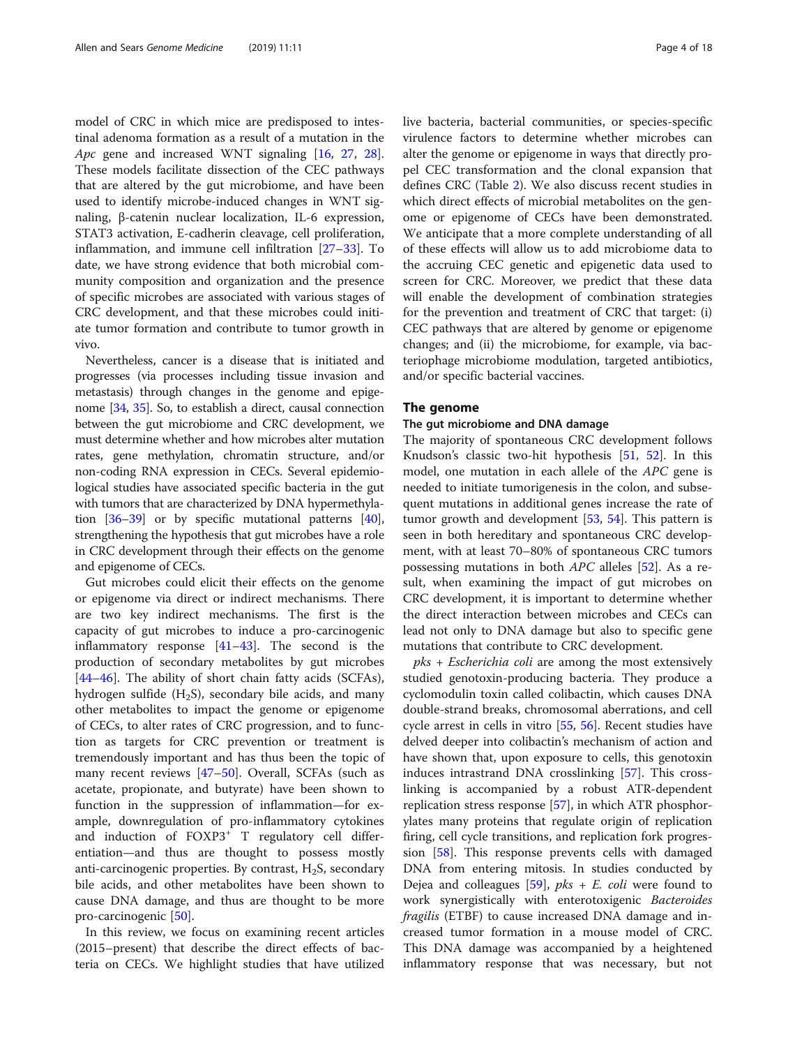model of CRC in which mice are predisposed to intestinal adenoma formation as a result of a mutation in the *Apc* gene and increased WNT signaling [16, 27, 28]. These models facilitate dissection of the CEC pathways that are altered by the gut microbiome, and have been used to identify microbe-induced changes in WNT signaling, β-catenin nuclear localization, IL-6 expression, STAT3 activation, E-cadherin cleavage, cell proliferation, inflammation, and immune cell infiltration [27–33]. To date, we have strong evidence that both microbial community composition and organization and the presence of specific microbes are associated with various stages of CRC development, and that these microbes could initiate tumor formation and contribute to tumor growth in vivo.

Nevertheless, cancer is a disease that is initiated and progresses (via processes including tissue invasion and metastasis) through changes in the genome and epigenome [34, 35]. So, to establish a direct, causal connection between the gut microbiome and CRC development, we must determine whether and how microbes alter mutation rates, gene methylation, chromatin structure, and/or non-coding RNA expression in CECs. Several epidemiological studies have associated specific bacteria in the gut with tumors that are characterized by DNA hypermethylation [36–39] or by specific mutational patterns [40], strengthening the hypothesis that gut microbes have a role in CRC development through their effects on the genome and epigenome of CECs.

Gut microbes could elicit their effects on the genome or epigenome via direct or indirect mechanisms. There are two key indirect mechanisms. The first is the capacity of gut microbes to induce a pro-carcinogenic inflammatory response [41–43]. The second is the production of secondary metabolites by gut microbes [44–46]. The ability of short chain fatty acids (SCFAs), hydrogen sulfide ($H_2S$), secondary bile acids, and many other metabolites to impact the genome or epigenome of CECs, to alter rates of CRC progression, and to function as targets for CRC prevention or treatment is tremendously important and has thus been the topic of many recent reviews [47–50]. Overall, SCFAs (such as acetate, propionate, and butyrate) have been shown to function in the suppression of inflammation—for example, downregulation of pro-inflammatory cytokines and induction of $FOXP3^+$ T regulatory cell differentiation—and thus are thought to possess mostly anti-carcinogenic properties. By contrast, $H_2S$, secondary bile acids, and other metabolites have been shown to cause DNA damage, and thus are thought to be more pro-carcinogenic [50].

In this review, we focus on examining recent articles (2015–present) that describe the direct effects of bacteria on CECs. We highlight studies that have utilized live bacteria, bacterial communities, or species-specific virulence factors to determine whether microbes can alter the genome or epigenome in ways that directly propel CEC transformation and the clonal expansion that defines CRC (Table 2). We also discuss recent studies in which direct effects of microbial metabolites on the genome or epigenome of CECs have been demonstrated. We anticipate that a more complete understanding of all of these effects will allow us to add microbiome data to the accruing CEC genetic and epigenetic data used to screen for CRC. Moreover, we predict that these data will enable the development of combination strategies for the prevention and treatment of CRC that target: (i) CEC pathways that are altered by genome or epigenome changes; and (ii) the microbiome, for example, via bacteriophage microbiome modulation, targeted antibiotics, and/or specific bacterial vaccines.

## The genome

### The gut microbiome and DNA damage

The majority of spontaneous CRC development follows Knudson's classic two-hit hypothesis [51, 52]. In this model, one mutation in each allele of the *APC* gene is needed to initiate tumorigenesis in the colon, and subsequent mutations in additional genes increase the rate of tumor growth and development [53, 54]. This pattern is seen in both hereditary and spontaneous CRC development, with at least 70–80% of spontaneous CRC tumors possessing mutations in both *APC* alleles [52]. As a result, when examining the impact of gut microbes on CRC development, it is important to determine whether the direct interaction between microbes and CECs can lead not only to DNA damage but also to specific gene mutations that contribute to CRC development.

*pks* + *Escherichia coli* are among the most extensively studied genotoxin-producing bacteria. They produce a cyclomodulin toxin called colibactin, which causes DNA double-strand breaks, chromosomal aberrations, and cell cycle arrest in cells in vitro [55, 56]. Recent studies have delved deeper into colibactin's mechanism of action and have shown that, upon exposure to cells, this genotoxin induces intrastrand DNA crosslinking [57]. This crosslinking is accompanied by a robust ATR-dependent replication stress response [57], in which ATR phosphorylates many proteins that regulate origin of replication firing, cell cycle transitions, and replication fork progression [58]. This response prevents cells with damaged DNA from entering mitosis. In studies conducted by Dejea and colleagues [59], *pks* + *E. coli* were found to work synergistically with enterotoxigenic *Bacteroides fragilis* (ETBF) to cause increased DNA damage and increased tumor formation in a mouse model of CRC. This DNA damage was accompanied by a heightened inflammatory response that was necessary, but not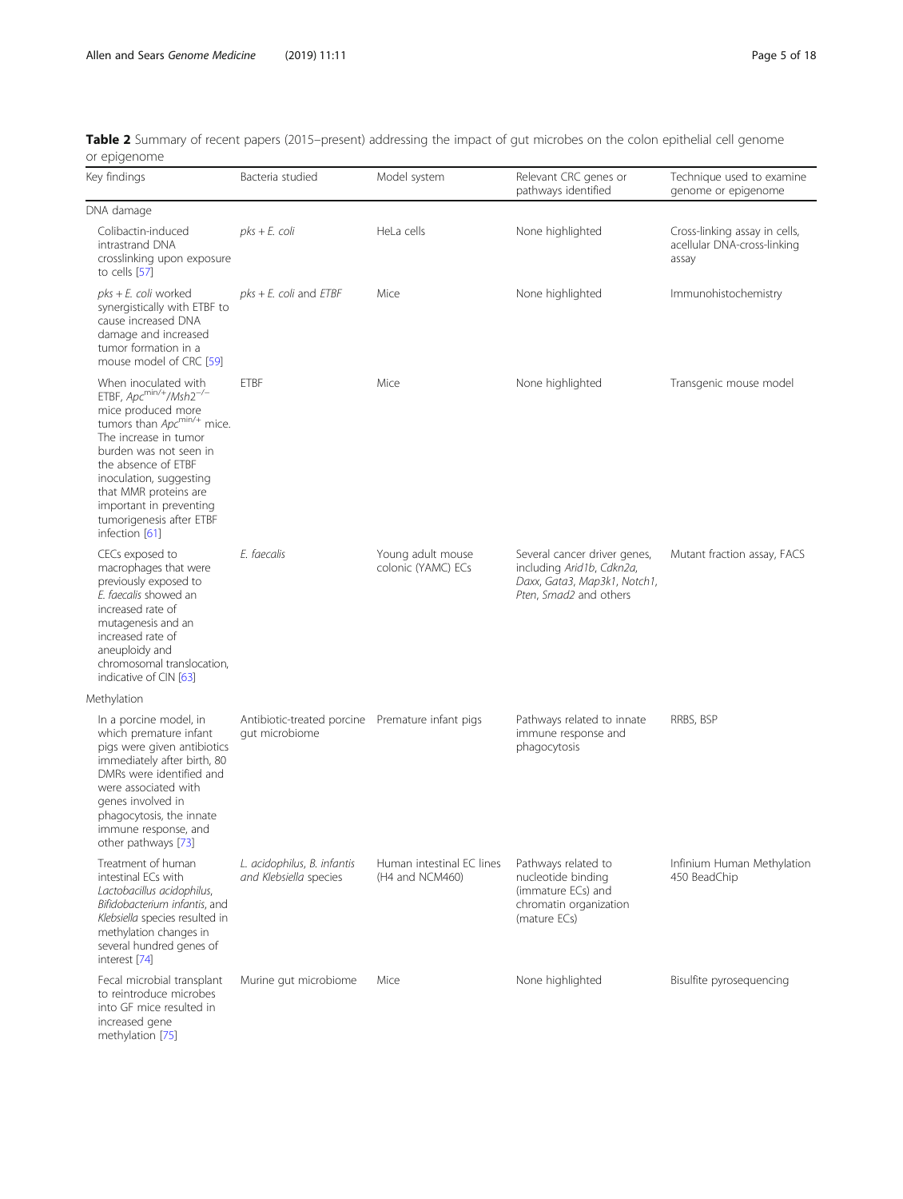**Table 2** Summary of recent papers (2015–present) addressing the impact of gut microbes on the colon epithelial cell genome or epigenome

| Key findings | Bacteria studied | Model system | Relevant CRC genes or pathways identified | Technique used to examine genome or epigenome |
|---|---|---|---|---|
| DNA damage | | | | |
| Colibactin-induced intrastrand DNA crosslinking upon exposure to cells [57] | *pks* + *E. coli* | HeLa cells | None highlighted | Cross-linking assay in cells, acellular DNA-cross-linking assay |
| *pks* + *E. coli* worked synergistically with ETBF to cause increased DNA damage and increased tumor formation in a mouse model of CRC [59] | *pks* + *E. coli* and *ETBF* | Mice | None highlighted | Immunohistochemistry |
| When inoculated with ETBF, $Apc^{min/+}/Msh2^{-/-}$ mice produced more tumors than $Apc^{min/+}$ mice. The increase in tumor burden was not seen in the absence of ETBF inoculation, suggesting that MMR proteins are important in preventing tumorigenesis after ETBF infection [61] | ETBF | Mice | None highlighted | Transgenic mouse model |
| CECs exposed to macrophages that were previously exposed to *E. faecalis* showed an increased rate of mutagenesis and an increased rate of aneuploidy and chromosomal translocation, indicative of CIN [63] | *E. faecalis* | Young adult mouse colonic (YAMC) ECs | Several cancer driver genes, including *Arid1b*, *Cdkn2a*, *Daxx*, *Gata3*, *Map3k1*, *Notch1*, *Pten*, *Smad2* and others | Mutant fraction assay, FACS |
| Methylation | | | | |
| In a porcine model, in which premature infant pigs were given antibiotics immediately after birth, 80 DMRs were identified and were associated with genes involved in phagocytosis, the innate immune response, and other pathways [73] | Antibiotic-treated porcine gut microbiome | Premature infant pigs | Pathways related to innate immune response and phagocytosis | RRBS, BSP |
| Treatment of human intestinal ECs with *Lactobacillus acidophilus*, *Bifidobacterium infantis*, and *Klebsiella* species resulted in methylation changes in several hundred genes of interest [74] | *L. acidophilus*, *B. infantis* and *Klebsiella* species | Human intestinal EC lines (H4 and NCM460) | Pathways related to nucleotide binding (immature ECs) and chromatin organization (mature ECs) | Infinium Human Methylation 450 BeadChip |
| Fecal microbial transplant to reintroduce microbes into GF mice resulted in increased gene methylation [75] | Murine gut microbiome | Mice | None highlighted | Bisulfite pyrosequencing |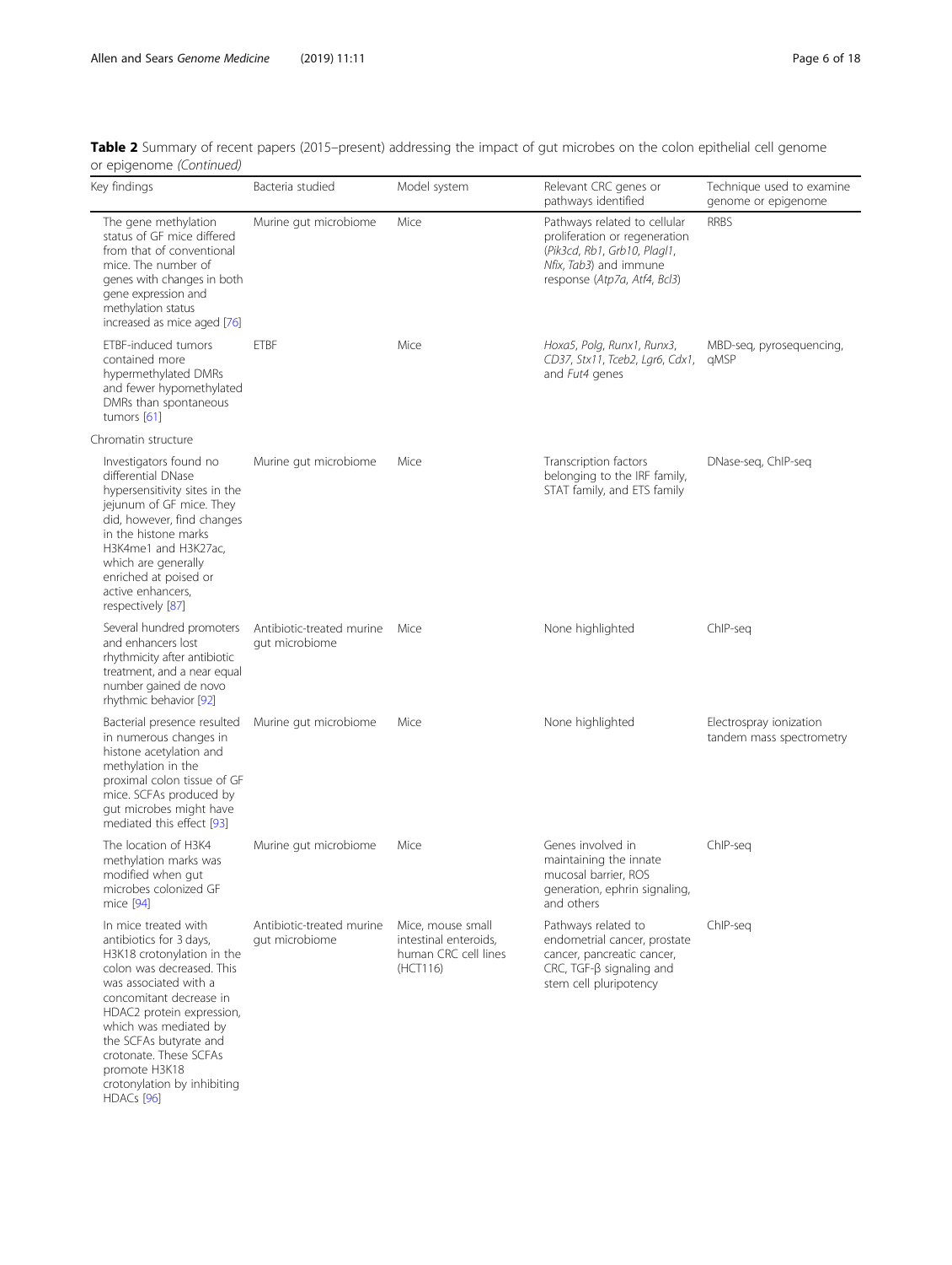**Table 2** Summary of recent papers (2015–present) addressing the impact of gut microbes on the colon epithelial cell genome or epigenome *(Continued)*

| Key findings | Bacteria studied | Model system | Relevant CRC genes or pathways identified | Technique used to examine genome or epigenome |
|---|---|---|---|---|
| The gene methylation status of GF mice differed from that of conventional mice. The number of genes with changes in both gene expression and methylation status increased as mice aged [76] | Murine gut microbiome | Mice | Pathways related to cellular proliferation or regeneration (*Pik3cd*, *Rb1*, *Grb10*, *Plagl1*, *Nfix*, *Tab3*) and immune response (*Atp7a*, *Atf4*, *Bcl3*) | RRBS |
| ETBF-induced tumors contained more hypermethylated DMRs and fewer hypomethylated DMRs than spontaneous tumors [61] | ETBF | Mice | *Hoxa5*, *Polg*, *Runx1*, *Runx3*, *CD37*, *Stx11*, *Tceb2*, *Lgr6*, *Cdx1*, and *Fut4* genes | MBD-seq, pyrosequencing, qMSP |
| Chromatin structure | | | | |
| Investigators found no differential DNase hypersensitivity sites in the jejunum of GF mice. They did, however, find changes in the histone marks H3K4me1 and H3K27ac, which are generally enriched at poised or active enhancers, respectively [87] | Murine gut microbiome | Mice | Transcription factors belonging to the IRF family, STAT family, and ETS family | DNase-seq, ChIP-seq |
| Several hundred promoters and enhancers lost rhythmicity after antibiotic treatment, and a near equal number gained de novo rhythmic behavior [92] | Antibiotic-treated murine gut microbiome | Mice | None highlighted | ChIP-seq |
| Bacterial presence resulted in numerous changes in histone acetylation and methylation in the proximal colon tissue of GF mice. SCFAs produced by gut microbes might have mediated this effect [93] | Murine gut microbiome | Mice | None highlighted | Electrospray ionization tandem mass spectrometry |
| The location of H3K4 methylation marks was modified when gut microbes colonized GF mice [94] | Murine gut microbiome | Mice | Genes involved in maintaining the innate mucosal barrier, ROS generation, ephrin signaling, and others | ChIP-seq |
| In mice treated with antibiotics for 3 days, H3K18 crotonylation in the colon was decreased. This was associated with a concomitant decrease in HDAC2 protein expression, which was mediated by the SCFAs butyrate and crotonate. These SCFAs promote H3K18 crotonylation by inhibiting HDACs [96] | Antibiotic-treated murine gut microbiome | Mice, mouse small intestinal enteroids, human CRC cell lines (HCT116) | Pathways related to endometrial cancer, prostate cancer, pancreatic cancer, CRC, TGF-β signaling and stem cell pluripotency | ChIP-seq |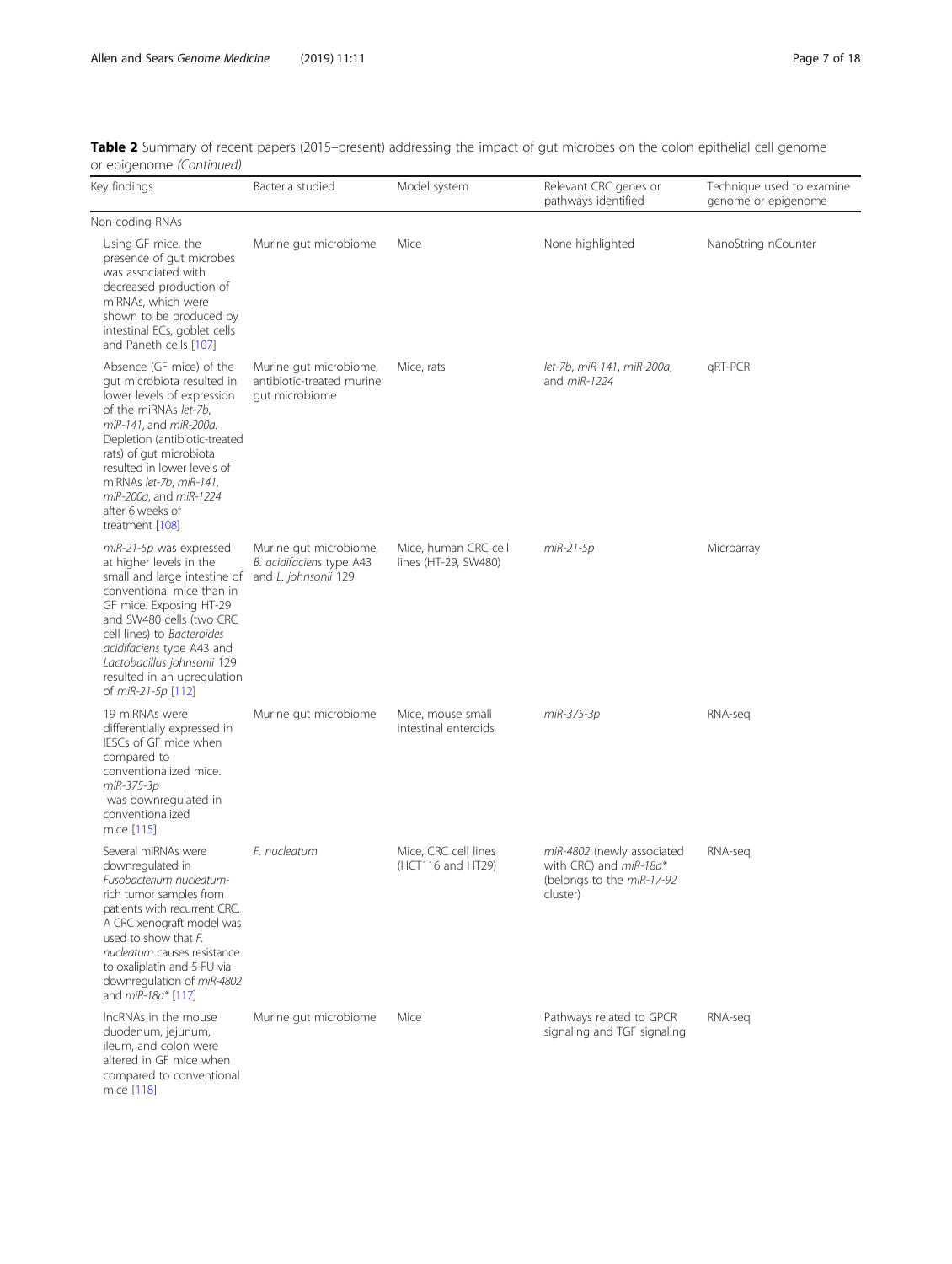**Table 2** Summary of recent papers (2015–present) addressing the impact of gut microbes on the colon epithelial cell genome or epigenome *(Continued)*

| Key findings | Bacteria studied | Model system | Relevant CRC genes or pathways identified | Technique used to examine genome or epigenome |
|---|---|---|---|---|
| Non-coding RNAs | | | | |
| Using GF mice, the presence of gut microbes was associated with decreased production of miRNAs, which were shown to be produced by intestinal ECs, goblet cells and Paneth cells [107] | Murine gut microbiome | Mice | None highlighted | NanoString nCounter |
| Absence (GF mice) of the gut microbiota resulted in lower levels of expression of the miRNAs *let-7b*, *miR-141*, and *miR-200a*. Depletion (antibiotic-treated rats) of gut microbiota resulted in lower levels of miRNAs *let-7b*, *miR-141*, *miR-200a*, and *miR-1224* after 6 weeks of treatment [108] | Murine gut microbiome, antibiotic-treated murine gut microbiome | Mice, rats | *let-7b*, *miR-141*, *miR-200a*, and *miR-1224* | qRT-PCR |
| *miR-21-5p* was expressed at higher levels in the small and large intestine of conventional mice than in GF mice. Exposing HT-29 and SW480 cells (two CRC cell lines) to *Bacteroides acidifaciens* type A43 and *Lactobacillus johnsonii* 129 resulted in an upregulation of *miR-21-5p* [112] | Murine gut microbiome, *B. acidifaciens* type A43 and *L. johnsonii* 129 | Mice, human CRC cell lines (HT-29, SW480) | *miR-21-5p* | Microarray |
| 19 miRNAs were differentially expressed in IESCs of GF mice when compared to conventionalized mice. *miR-375-3p* was downregulated in conventionalized mice [115] | Murine gut microbiome | Mice, mouse small intestinal enteroids | *miR-375-3p* | RNA-seq |
| Several miRNAs were downregulated in *Fusobacterium nucleatum*-rich tumor samples from patients with recurrent CRC. A CRC xenograft model was used to show that *F. nucleatum* causes resistance to oxaliplatin and 5-FU via downregulation of *miR-4802* and *miR-18a** [117] | *F. nucleatum* | Mice, CRC cell lines (HCT116 and HT29) | *miR-4802* (newly associated with CRC) and *miR-18a** (belongs to the *miR-17-92* cluster) | RNA-seq |
| lncRNAs in the mouse duodenum, jejunum, ileum, and colon were altered in GF mice when compared to conventional mice [118] | Murine gut microbiome | Mice | Pathways related to GPCR signaling and TGF signaling | RNA-seq |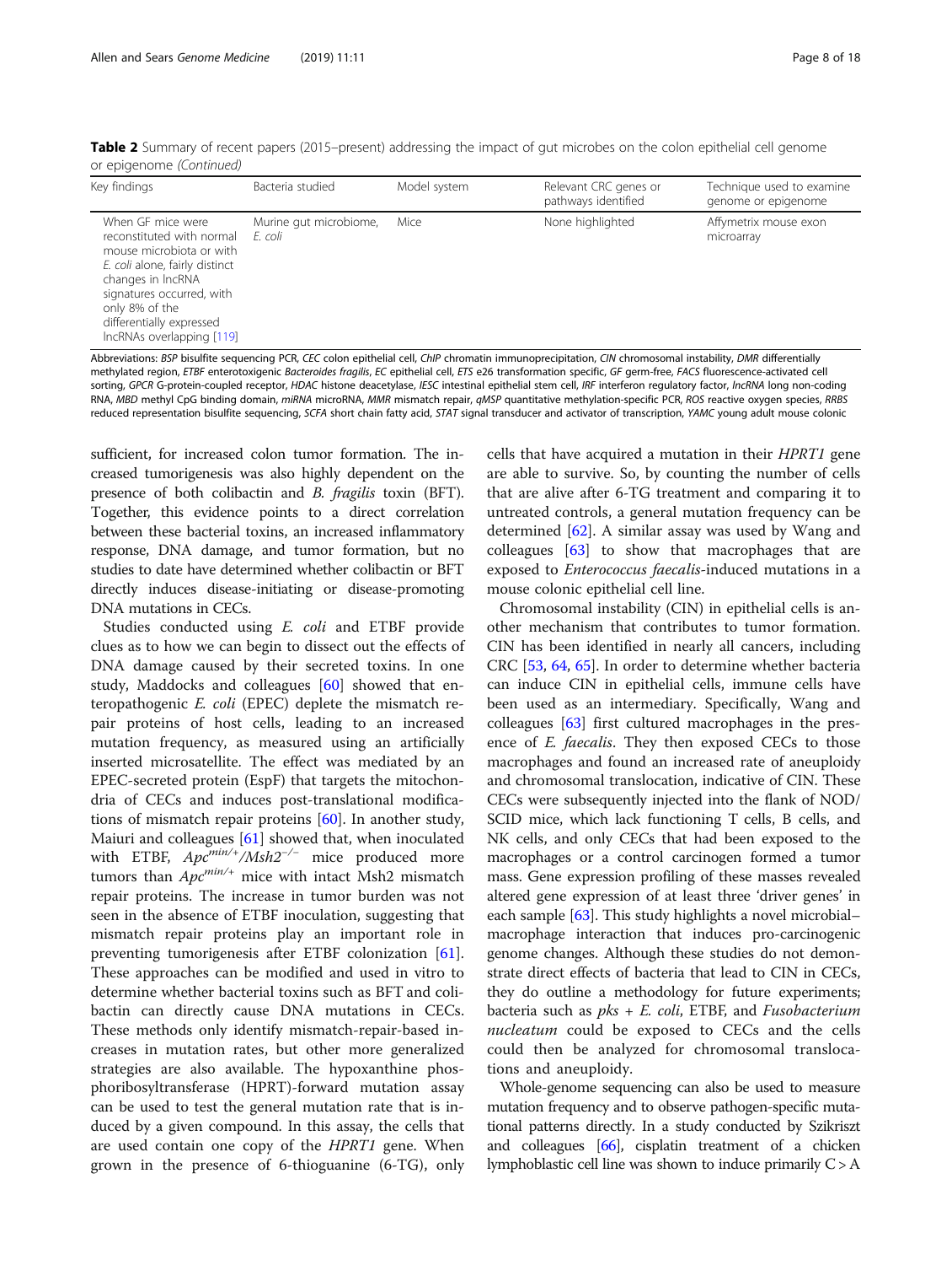**Table 2** Summary of recent papers (2015–present) addressing the impact of gut microbes on the colon epithelial cell genome or epigenome *(Continued)*

| Key findings | Bacteria studied | Model system | Relevant CRC genes or pathways identified | Technique used to examine genome or epigenome |
|---|---|---|---|---|
| When GF mice were reconstituted with normal mouse microbiota or with *E. coli* alone, fairly distinct changes in lncRNA signatures occurred, with only 8% of the differentially expressed lncRNAs overlapping [119] | Murine gut microbiome, *E. coli* | Mice | None highlighted | Affymetrix mouse exon microarray |

Abbreviations: *BSP* bisulfite sequencing PCR, *CEC* colon epithelial cell, *ChIP* chromatin immunoprecipitation, *CIN* chromosomal instability, *DMR* differentially methylated region, *ETBF* enterotoxigenic *Bacteroides fragilis*, *EC* epithelial cell, *ETS* e26 transformation specific, *GF* germ-free, *FACS* fluorescence-activated cell sorting, *GPCR* G-protein-coupled receptor, *HDAC* histone deacetylase, *IESC* intestinal epithelial stem cell, *IRF* interferon regulatory factor, *lncRNA* long non-coding RNA, *MBD* methyl CpG binding domain, *miRNA* microRNA, *MMR* mismatch repair, *qMSP* quantitative methylation-specific PCR, *ROS* reactive oxygen species, *RRBS* reduced representation bisulfite sequencing, *SCFA* short chain fatty acid, *STAT* signal transducer and activator of transcription, *YAMC* young adult mouse colonic

sufficient, for increased colon tumor formation. The increased tumorigenesis was also highly dependent on the presence of both colibactin and *B. fragilis* toxin (BFT). Together, this evidence points to a direct correlation between these bacterial toxins, an increased inflammatory response, DNA damage, and tumor formation, but no studies to date have determined whether colibactin or BFT directly induces disease-initiating or disease-promoting DNA mutations in CECs.

Studies conducted using *E. coli* and ETBF provide clues as to how we can begin to dissect out the effects of DNA damage caused by their secreted toxins. In one study, Maddocks and colleagues [60] showed that enteropathogenic *E. coli* (EPEC) deplete the mismatch repair proteins of host cells, leading to an increased mutation frequency, as measured using an artificially inserted microsatellite. The effect was mediated by an EPEC-secreted protein (EspF) that targets the mitochondria of CECs and induces post-translational modifications of mismatch repair proteins [60]. In another study, Maiuri and colleagues [61] showed that, when inoculated with ETBF, $Apc^{min/+}/Msh2^{-/-}$ mice produced more tumors than $Apc^{min/+}$ mice with intact Msh2 mismatch repair proteins. The increase in tumor burden was not seen in the absence of ETBF inoculation, suggesting that mismatch repair proteins play an important role in preventing tumorigenesis after ETBF colonization [61]. These approaches can be modified and used in vitro to determine whether bacterial toxins such as BFT and colibactin can directly cause DNA mutations in CECs. These methods only identify mismatch-repair-based increases in mutation rates, but other more generalized strategies are also available. The hypoxanthine phosphoribosyltransferase (HPRT)-forward mutation assay can be used to test the general mutation rate that is induced by a given compound. In this assay, the cells that are used contain one copy of the *HPRT1* gene. When grown in the presence of 6-thioguanine (6-TG), only cells that have acquired a mutation in their *HPRT1* gene are able to survive. So, by counting the number of cells that are alive after 6-TG treatment and comparing it to untreated controls, a general mutation frequency can be determined [62]. A similar assay was used by Wang and colleagues [63] to show that macrophages that are exposed to *Enterococcus faecalis*-induced mutations in a mouse colonic epithelial cell line.

Chromosomal instability (CIN) in epithelial cells is another mechanism that contributes to tumor formation. CIN has been identified in nearly all cancers, including CRC [53, 64, 65]. In order to determine whether bacteria can induce CIN in epithelial cells, immune cells have been used as an intermediary. Specifically, Wang and colleagues [63] first cultured macrophages in the presence of *E. faecalis*. They then exposed CECs to those macrophages and found an increased rate of aneuploidy and chromosomal translocation, indicative of CIN. These CECs were subsequently injected into the flank of NOD/SCID mice, which lack functioning T cells, B cells, and NK cells, and only CECs that had been exposed to the macrophages or a control carcinogen formed a tumor mass. Gene expression profiling of these masses revealed altered gene expression of at least three 'driver genes' in each sample [63]. This study highlights a novel microbial–macrophage interaction that induces pro-carcinogenic genome changes. Although these studies do not demonstrate direct effects of bacteria that lead to CIN in CECs, they do outline a methodology for future experiments; bacteria such as *pks + E. coli*, ETBF, and *Fusobacterium nucleatum* could be exposed to CECs and the cells could then be analyzed for chromosomal translocations and aneuploidy.

Whole-genome sequencing can also be used to measure mutation frequency and to observe pathogen-specific mutational patterns directly. In a study conducted by Szikriszt and colleagues [66], cisplatin treatment of a chicken lymphoblastic cell line was shown to induce primarily C > A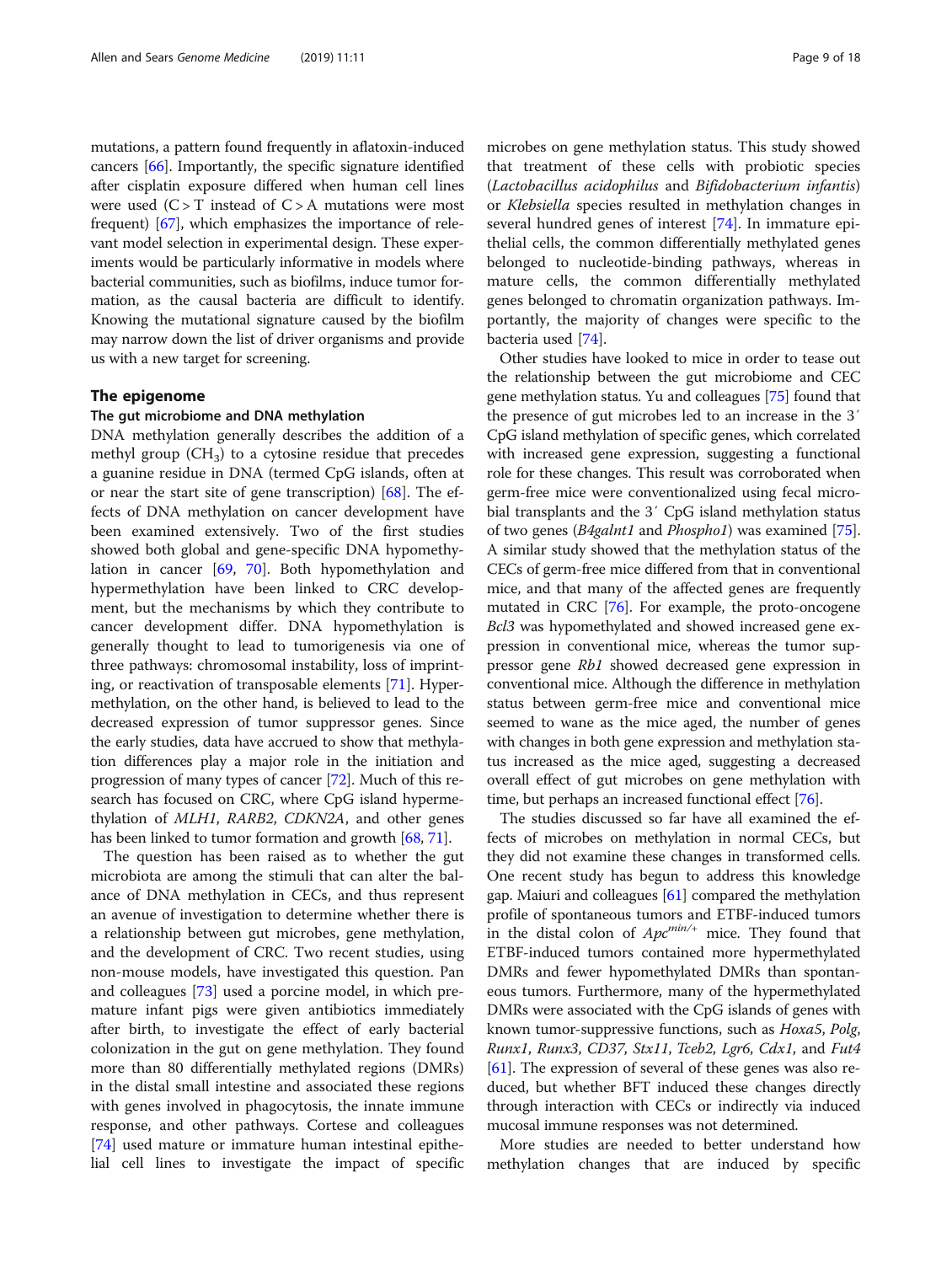mutations, a pattern found frequently in aflatoxin-induced cancers [66]. Importantly, the specific signature identified after cisplatin exposure differed when human cell lines were used (C > T instead of C > A mutations were most frequent) [67], which emphasizes the importance of relevant model selection in experimental design. These experiments would be particularly informative in models where bacterial communities, such as biofilms, induce tumor formation, as the causal bacteria are difficult to identify. Knowing the mutational signature caused by the biofilm may narrow down the list of driver organisms and provide us with a new target for screening.

## The epigenome

### The gut microbiome and DNA methylation

DNA methylation generally describes the addition of a methyl group ($CH_3$) to a cytosine residue that precedes a guanine residue in DNA (termed CpG islands, often at or near the start site of gene transcription) [68]. The effects of DNA methylation on cancer development have been examined extensively. Two of the first studies showed both global and gene-specific DNA hypomethylation in cancer [69, 70]. Both hypomethylation and hypermethylation have been linked to CRC development, but the mechanisms by which they contribute to cancer development differ. DNA hypomethylation is generally thought to lead to tumorigenesis via one of three pathways: chromosomal instability, loss of imprinting, or reactivation of transposable elements [71]. Hypermethylation, on the other hand, is believed to lead to the decreased expression of tumor suppressor genes. Since the early studies, data have accrued to show that methylation differences play a major role in the initiation and progression of many types of cancer [72]. Much of this research has focused on CRC, where CpG island hypermethylation of *MLH1*, *RARB2*, *CDKN2A*, and other genes has been linked to tumor formation and growth [68, 71].

The question has been raised as to whether the gut microbiota are among the stimuli that can alter the balance of DNA methylation in CECs, and thus represent an avenue of investigation to determine whether there is a relationship between gut microbes, gene methylation, and the development of CRC. Two recent studies, using non-mouse models, have investigated this question. Pan and colleagues [73] used a porcine model, in which premature infant pigs were given antibiotics immediately after birth, to investigate the effect of early bacterial colonization in the gut on gene methylation. They found more than 80 differentially methylated regions (DMRs) in the distal small intestine and associated these regions with genes involved in phagocytosis, the innate immune response, and other pathways. Cortese and colleagues [74] used mature or immature human intestinal epithelial cell lines to investigate the impact of specific microbes on gene methylation status. This study showed that treatment of these cells with probiotic species (*Lactobacillus acidophilus* and *Bifidobacterium infantis*) or *Klebsiella* species resulted in methylation changes in several hundred genes of interest [74]. In immature epithelial cells, the common differentially methylated genes belonged to nucleotide-binding pathways, whereas in mature cells, the common differentially methylated genes belonged to chromatin organization pathways. Importantly, the majority of changes were specific to the bacteria used [74].

Other studies have looked to mice in order to tease out the relationship between the gut microbiome and CEC gene methylation status. Yu and colleagues [75] found that the presence of gut microbes led to an increase in the 3′ CpG island methylation of specific genes, which correlated with increased gene expression, suggesting a functional role for these changes. This result was corroborated when germ-free mice were conventionalized using fecal microbial transplants and the 3′ CpG island methylation status of two genes (*B4galnt1* and *Phospho1*) was examined [75]. A similar study showed that the methylation status of the CECs of germ-free mice differed from that in conventional mice, and that many of the affected genes are frequently mutated in CRC [76]. For example, the proto-oncogene *Bcl3* was hypomethylated and showed increased gene expression in conventional mice, whereas the tumor suppressor gene *Rb1* showed decreased gene expression in conventional mice. Although the difference in methylation status between germ-free mice and conventional mice seemed to wane as the mice aged, the number of genes with changes in both gene expression and methylation status increased as the mice aged, suggesting a decreased overall effect of gut microbes on gene methylation with time, but perhaps an increased functional effect [76].

The studies discussed so far have all examined the effects of microbes on methylation in normal CECs, but they did not examine these changes in transformed cells. One recent study has begun to address this knowledge gap. Maiuri and colleagues [61] compared the methylation profile of spontaneous tumors and ETBF-induced tumors in the distal colon of $Apc^{min/+}$ mice. They found that ETBF-induced tumors contained more hypermethylated DMRs and fewer hypomethylated DMRs than spontaneous tumors. Furthermore, many of the hypermethylated DMRs were associated with the CpG islands of genes with known tumor-suppressive functions, such as *Hoxa5*, *Polg*, *Runx1*, *Runx3*, *CD37*, *Stx11*, *Tceb2*, *Lgr6*, *Cdx1*, and *Fut4* [61]. The expression of several of these genes was also reduced, but whether BFT induced these changes directly through interaction with CECs or indirectly via induced mucosal immune responses was not determined.

More studies are needed to better understand how methylation changes that are induced by specific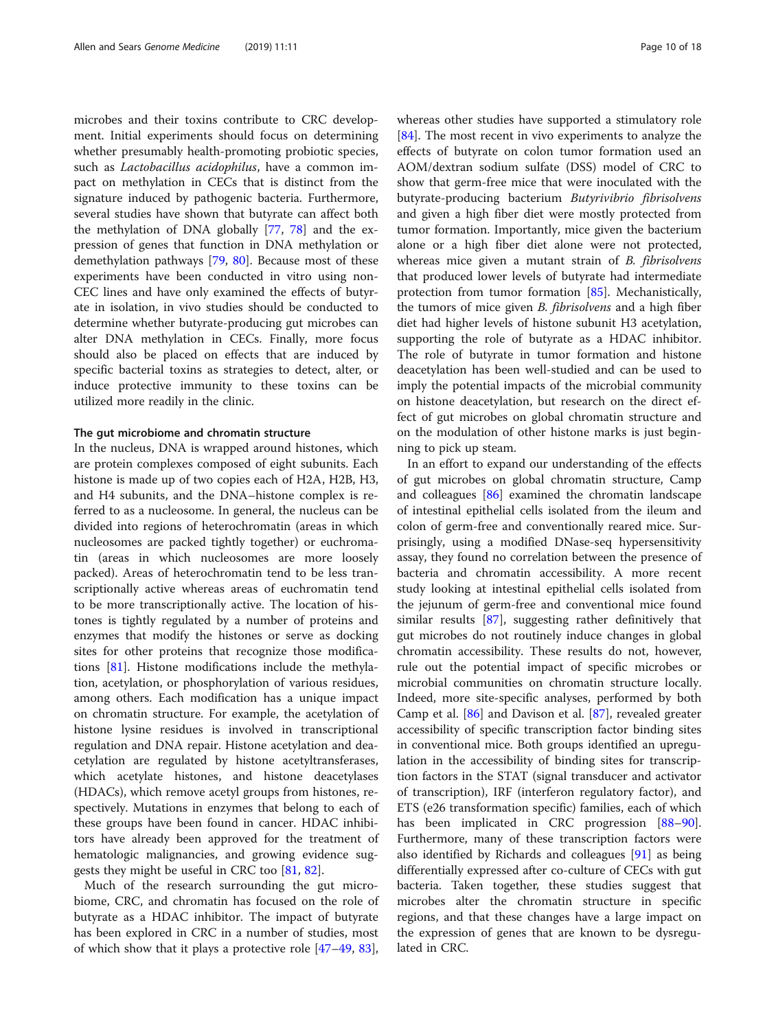microbes and their toxins contribute to CRC development. Initial experiments should focus on determining whether presumably health-promoting probiotic species, such as *Lactobacillus acidophilus*, have a common impact on methylation in CECs that is distinct from the signature induced by pathogenic bacteria. Furthermore, several studies have shown that butyrate can affect both the methylation of DNA globally [77, 78] and the expression of genes that function in DNA methylation or demethylation pathways [79, 80]. Because most of these experiments have been conducted in vitro using non-CEC lines and have only examined the effects of butyrate in isolation, in vivo studies should be conducted to determine whether butyrate-producing gut microbes can alter DNA methylation in CECs. Finally, more focus should also be placed on effects that are induced by specific bacterial toxins as strategies to detect, alter, or induce protective immunity to these toxins can be utilized more readily in the clinic.

### The gut microbiome and chromatin structure

In the nucleus, DNA is wrapped around histones, which are protein complexes composed of eight subunits. Each histone is made up of two copies each of H2A, H2B, H3, and H4 subunits, and the DNA–histone complex is referred to as a nucleosome. In general, the nucleus can be divided into regions of heterochromatin (areas in which nucleosomes are packed tightly together) or euchromatin (areas in which nucleosomes are more loosely packed). Areas of heterochromatin tend to be less transcriptionally active whereas areas of euchromatin tend to be more transcriptionally active. The location of histones is tightly regulated by a number of proteins and enzymes that modify the histones or serve as docking sites for other proteins that recognize those modifications [81]. Histone modifications include the methylation, acetylation, or phosphorylation of various residues, among others. Each modification has a unique impact on chromatin structure. For example, the acetylation of histone lysine residues is involved in transcriptional regulation and DNA repair. Histone acetylation and deacetylation are regulated by histone acetyltransferases, which acetylate histones, and histone deacetylases (HDACs), which remove acetyl groups from histones, respectively. Mutations in enzymes that belong to each of these groups have been found in cancer. HDAC inhibitors have already been approved for the treatment of hematologic malignancies, and growing evidence suggests they might be useful in CRC too [81, 82].

Much of the research surrounding the gut microbiome, CRC, and chromatin has focused on the role of butyrate as a HDAC inhibitor. The impact of butyrate has been explored in CRC in a number of studies, most of which show that it plays a protective role [47–49, 83], whereas other studies have supported a stimulatory role [84]. The most recent in vivo experiments to analyze the effects of butyrate on colon tumor formation used an AOM/dextran sodium sulfate (DSS) model of CRC to show that germ-free mice that were inoculated with the butyrate-producing bacterium *Butyrivibrio fibrisolvens* and given a high fiber diet were mostly protected from tumor formation. Importantly, mice given the bacterium alone or a high fiber diet alone were not protected, whereas mice given a mutant strain of *B. fibrisolvens* that produced lower levels of butyrate had intermediate protection from tumor formation [85]. Mechanistically, the tumors of mice given *B. fibrisolvens* and a high fiber diet had higher levels of histone subunit H3 acetylation, supporting the role of butyrate as a HDAC inhibitor. The role of butyrate in tumor formation and histone deacetylation has been well-studied and can be used to imply the potential impacts of the microbial community on histone deacetylation, but research on the direct effect of gut microbes on global chromatin structure and on the modulation of other histone marks is just beginning to pick up steam.

In an effort to expand our understanding of the effects of gut microbes on global chromatin structure, Camp and colleagues [86] examined the chromatin landscape of intestinal epithelial cells isolated from the ileum and colon of germ-free and conventionally reared mice. Surprisingly, using a modified DNase-seq hypersensitivity assay, they found no correlation between the presence of bacteria and chromatin accessibility. A more recent study looking at intestinal epithelial cells isolated from the jejunum of germ-free and conventional mice found similar results [87], suggesting rather definitively that gut microbes do not routinely induce changes in global chromatin accessibility. These results do not, however, rule out the potential impact of specific microbes or microbial communities on chromatin structure locally. Indeed, more site-specific analyses, performed by both Camp et al. [86] and Davison et al. [87], revealed greater accessibility of specific transcription factor binding sites in conventional mice. Both groups identified an upregulation in the accessibility of binding sites for transcription factors in the STAT (signal transducer and activator of transcription), IRF (interferon regulatory factor), and ETS (e26 transformation specific) families, each of which has been implicated in CRC progression [88–90]. Furthermore, many of these transcription factors were also identified by Richards and colleagues [91] as being differentially expressed after co-culture of CECs with gut bacteria. Taken together, these studies suggest that microbes alter the chromatin structure in specific regions, and that these changes have a large impact on the expression of genes that are known to be dysregulated in CRC.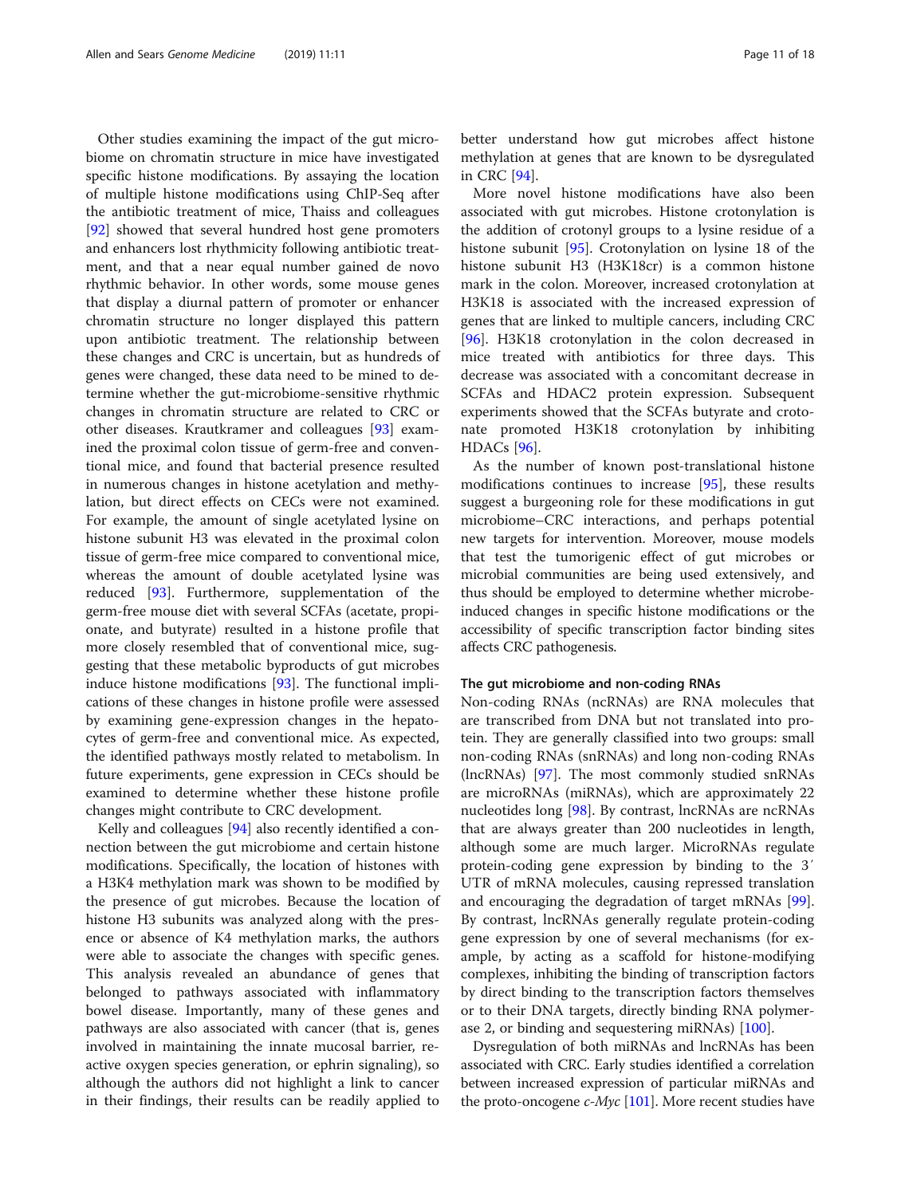Other studies examining the impact of the gut microbiome on chromatin structure in mice have investigated specific histone modifications. By assaying the location of multiple histone modifications using ChIP-Seq after the antibiotic treatment of mice, Thaiss and colleagues [92] showed that several hundred host gene promoters and enhancers lost rhythmicity following antibiotic treatment, and that a near equal number gained de novo rhythmic behavior. In other words, some mouse genes that display a diurnal pattern of promoter or enhancer chromatin structure no longer displayed this pattern upon antibiotic treatment. The relationship between these changes and CRC is uncertain, but as hundreds of genes were changed, these data need to be mined to determine whether the gut-microbiome-sensitive rhythmic changes in chromatin structure are related to CRC or other diseases. Krautkramer and colleagues [93] examined the proximal colon tissue of germ-free and conventional mice, and found that bacterial presence resulted in numerous changes in histone acetylation and methylation, but direct effects on CECs were not examined. For example, the amount of single acetylated lysine on histone subunit H3 was elevated in the proximal colon tissue of germ-free mice compared to conventional mice, whereas the amount of double acetylated lysine was reduced [93]. Furthermore, supplementation of the germ-free mouse diet with several SCFAs (acetate, propionate, and butyrate) resulted in a histone profile that more closely resembled that of conventional mice, suggesting that these metabolic byproducts of gut microbes induce histone modifications [93]. The functional implications of these changes in histone profile were assessed by examining gene-expression changes in the hepatocytes of germ-free and conventional mice. As expected, the identified pathways mostly related to metabolism. In future experiments, gene expression in CECs should be examined to determine whether these histone profile changes might contribute to CRC development.

Kelly and colleagues [94] also recently identified a connection between the gut microbiome and certain histone modifications. Specifically, the location of histones with a H3K4 methylation mark was shown to be modified by the presence of gut microbes. Because the location of histone H3 subunits was analyzed along with the presence or absence of K4 methylation marks, the authors were able to associate the changes with specific genes. This analysis revealed an abundance of genes that belonged to pathways associated with inflammatory bowel disease. Importantly, many of these genes and pathways are also associated with cancer (that is, genes involved in maintaining the innate mucosal barrier, reactive oxygen species generation, or ephrin signaling), so although the authors did not highlight a link to cancer in their findings, their results can be readily applied to better understand how gut microbes affect histone methylation at genes that are known to be dysregulated in CRC [94].

More novel histone modifications have also been associated with gut microbes. Histone crotonylation is the addition of crotonyl groups to a lysine residue of a histone subunit [95]. Crotonylation on lysine 18 of the histone subunit H3 (H3K18cr) is a common histone mark in the colon. Moreover, increased crotonylation at H3K18 is associated with the increased expression of genes that are linked to multiple cancers, including CRC [96]. H3K18 crotonylation in the colon decreased in mice treated with antibiotics for three days. This decrease was associated with a concomitant decrease in SCFAs and HDAC2 protein expression. Subsequent experiments showed that the SCFAs butyrate and crotonate promoted H3K18 crotonylation by inhibiting HDACs [96].

As the number of known post-translational histone modifications continues to increase [95], these results suggest a burgeoning role for these modifications in gut microbiome–CRC interactions, and perhaps potential new targets for intervention. Moreover, mouse models that test the tumorigenic effect of gut microbes or microbial communities are being used extensively, and thus should be employed to determine whether microbe-induced changes in specific histone modifications or the accessibility of specific transcription factor binding sites affects CRC pathogenesis.

#### The gut microbiome and non-coding RNAs

Non-coding RNAs (ncRNAs) are RNA molecules that are transcribed from DNA but not translated into protein. They are generally classified into two groups: small non-coding RNAs (snRNAs) and long non-coding RNAs (lncRNAs) [97]. The most commonly studied snRNAs are microRNAs (miRNAs), which are approximately 22 nucleotides long [98]. By contrast, lncRNAs are ncRNAs that are always greater than 200 nucleotides in length, although some are much larger. MicroRNAs regulate protein-coding gene expression by binding to the 3′ UTR of mRNA molecules, causing repressed translation and encouraging the degradation of target mRNAs [99]. By contrast, lncRNAs generally regulate protein-coding gene expression by one of several mechanisms (for example, by acting as a scaffold for histone-modifying complexes, inhibiting the binding of transcription factors by direct binding to the transcription factors themselves or to their DNA targets, directly binding RNA polymerase 2, or binding and sequestering miRNAs) [100].

Dysregulation of both miRNAs and lncRNAs has been associated with CRC. Early studies identified a correlation between increased expression of particular miRNAs and the proto-oncogene *c-Myc* [101]. More recent studies have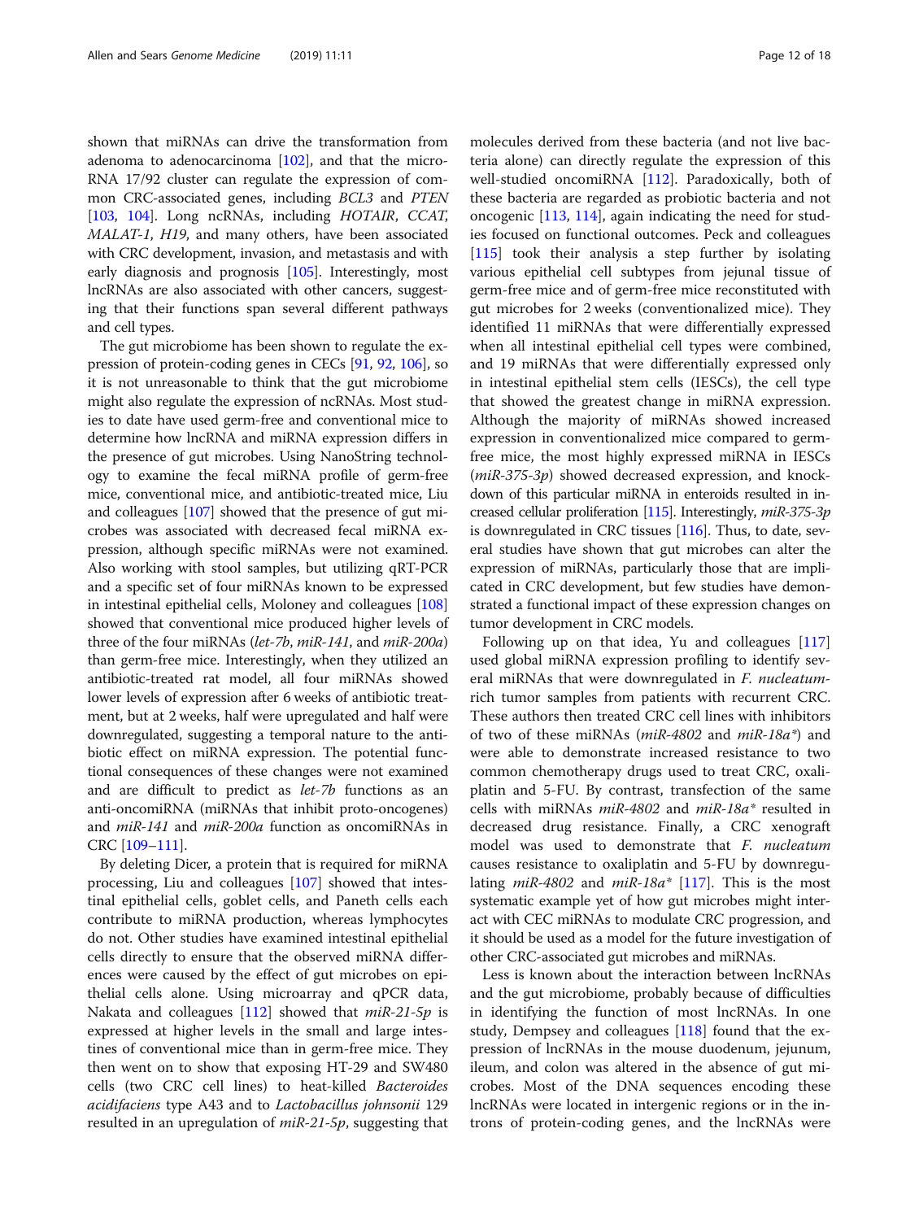shown that miRNAs can drive the transformation from adenoma to adenocarcinoma [102], and that the microRNA 17/92 cluster can regulate the expression of common CRC-associated genes, including *BCL3* and *PTEN* [103, 104]. Long ncRNAs, including *HOTAIR*, *CCAT*, *MALAT-1*, *H19*, and many others, have been associated with CRC development, invasion, and metastasis and with early diagnosis and prognosis [105]. Interestingly, most lncRNAs are also associated with other cancers, suggesting that their functions span several different pathways and cell types.

The gut microbiome has been shown to regulate the expression of protein-coding genes in CECs [91, 92, 106], so it is not unreasonable to think that the gut microbiome might also regulate the expression of ncRNAs. Most studies to date have used germ-free and conventional mice to determine how lncRNA and miRNA expression differs in the presence of gut microbes. Using NanoString technology to examine the fecal miRNA profile of germ-free mice, conventional mice, and antibiotic-treated mice, Liu and colleagues [107] showed that the presence of gut microbes was associated with decreased fecal miRNA expression, although specific miRNAs were not examined. Also working with stool samples, but utilizing qRT-PCR and a specific set of four miRNAs known to be expressed in intestinal epithelial cells, Moloney and colleagues [108] showed that conventional mice produced higher levels of three of the four miRNAs (*let-7b*, *miR-141*, and *miR-200a*) than germ-free mice. Interestingly, when they utilized an antibiotic-treated rat model, all four miRNAs showed lower levels of expression after 6 weeks of antibiotic treatment, but at 2 weeks, half were upregulated and half were downregulated, suggesting a temporal nature to the antibiotic effect on miRNA expression. The potential functional consequences of these changes were not examined and are difficult to predict as *let-7b* functions as an anti-oncomiRNA (miRNAs that inhibit proto-oncogenes) and *miR-141* and *miR-200a* function as oncomiRNAs in CRC [109–111].

By deleting Dicer, a protein that is required for miRNA processing, Liu and colleagues [107] showed that intestinal epithelial cells, goblet cells, and Paneth cells each contribute to miRNA production, whereas lymphocytes do not. Other studies have examined intestinal epithelial cells directly to ensure that the observed miRNA differences were caused by the effect of gut microbes on epithelial cells alone. Using microarray and qPCR data, Nakata and colleagues [112] showed that *miR-21-5p* is expressed at higher levels in the small and large intestines of conventional mice than in germ-free mice. They then went on to show that exposing HT-29 and SW480 cells (two CRC cell lines) to heat-killed *Bacteroides acidifaciens* type A43 and to *Lactobacillus johnsonii* 129 resulted in an upregulation of *miR-21-5p*, suggesting that molecules derived from these bacteria (and not live bacteria alone) can directly regulate the expression of this well-studied oncomiRNA [112]. Paradoxically, both of these bacteria are regarded as probiotic bacteria and not oncogenic [113, 114], again indicating the need for studies focused on functional outcomes. Peck and colleagues [115] took their analysis a step further by isolating various epithelial cell subtypes from jejunal tissue of germ-free mice and of germ-free mice reconstituted with gut microbes for 2 weeks (conventionalized mice). They identified 11 miRNAs that were differentially expressed when all intestinal epithelial cell types were combined, and 19 miRNAs that were differentially expressed only in intestinal epithelial stem cells (IESCs), the cell type that showed the greatest change in miRNA expression. Although the majority of miRNAs showed increased expression in conventionalized mice compared to germ-free mice, the most highly expressed miRNA in IESCs (*miR-375-3p*) showed decreased expression, and knockdown of this particular miRNA in enteroids resulted in increased cellular proliferation [115]. Interestingly, *miR-375-3p* is downregulated in CRC tissues [116]. Thus, to date, several studies have shown that gut microbes can alter the expression of miRNAs, particularly those that are implicated in CRC development, but few studies have demonstrated a functional impact of these expression changes on tumor development in CRC models.

Following up on that idea, Yu and colleagues [117] used global miRNA expression profiling to identify several miRNAs that were downregulated in *F. nucleatum*-rich tumor samples from patients with recurrent CRC. These authors then treated CRC cell lines with inhibitors of two of these miRNAs (*miR-4802* and *miR-18a\**) and were able to demonstrate increased resistance to two common chemotherapy drugs used to treat CRC, oxaliplatin and 5-FU. By contrast, transfection of the same cells with miRNAs *miR-4802* and *miR-18a\** resulted in decreased drug resistance. Finally, a CRC xenograft model was used to demonstrate that *F. nucleatum* causes resistance to oxaliplatin and 5-FU by downregulating *miR-4802* and *miR-18a\** [117]. This is the most systematic example yet of how gut microbes might interact with CEC miRNAs to modulate CRC progression, and it should be used as a model for the future investigation of other CRC-associated gut microbes and miRNAs.

Less is known about the interaction between lncRNAs and the gut microbiome, probably because of difficulties in identifying the function of most lncRNAs. In one study, Dempsey and colleagues [118] found that the expression of lncRNAs in the mouse duodenum, jejunum, ileum, and colon was altered in the absence of gut microbes. Most of the DNA sequences encoding these lncRNAs were located in intergenic regions or in the introns of protein-coding genes, and the lncRNAs were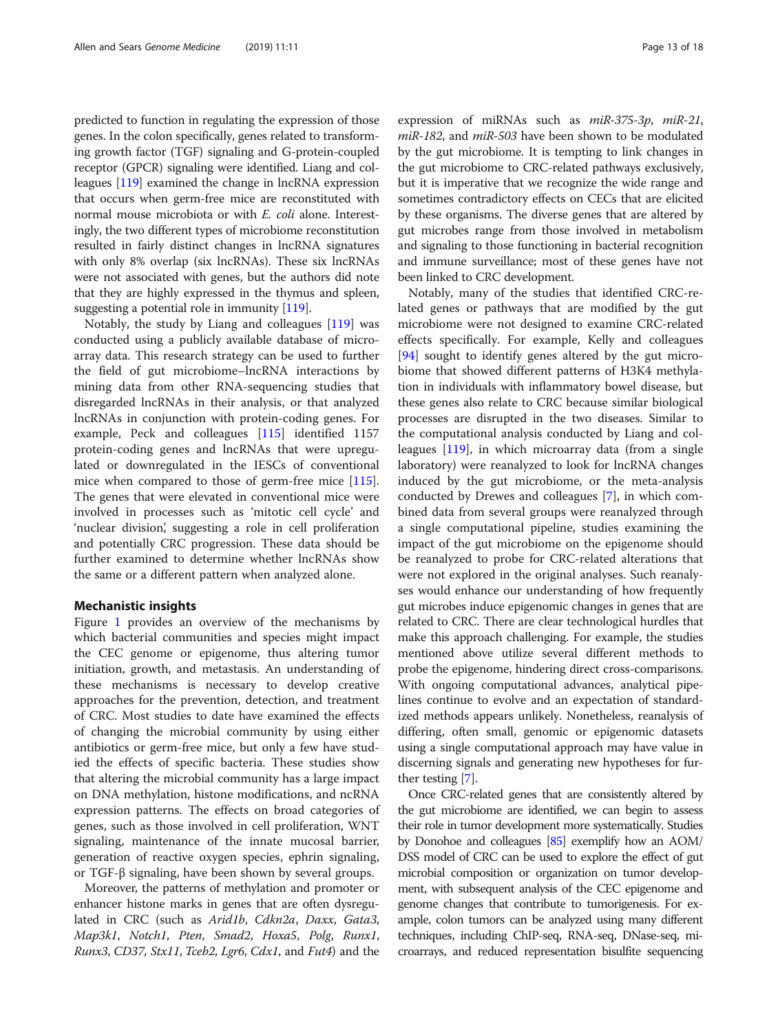predicted to function in regulating the expression of those genes. In the colon specifically, genes related to transforming growth factor (TGF) signaling and G-protein-coupled receptor (GPCR) signaling were identified. Liang and colleagues [119] examined the change in lncRNA expression that occurs when germ-free mice are reconstituted with normal mouse microbiota or with *E. coli* alone. Interestingly, the two different types of microbiome reconstitution resulted in fairly distinct changes in lncRNA signatures with only 8% overlap (six lncRNAs). These six lncRNAs were not associated with genes, but the authors did note that they are highly expressed in the thymus and spleen, suggesting a potential role in immunity [119].

Notably, the study by Liang and colleagues [119] was conducted using a publicly available database of microarray data. This research strategy can be used to further the field of gut microbiome–lncRNA interactions by mining data from other RNA-sequencing studies that disregarded lncRNAs in their analysis, or that analyzed lncRNAs in conjunction with protein-coding genes. For example, Peck and colleagues [115] identified 1157 protein-coding genes and lncRNAs that were upregulated or downregulated in the IESCs of conventional mice when compared to those of germ-free mice [115]. The genes that were elevated in conventional mice were involved in processes such as 'mitotic cell cycle' and 'nuclear division', suggesting a role in cell proliferation and potentially CRC progression. These data should be further examined to determine whether lncRNAs show the same or a different pattern when analyzed alone.

## Mechanistic insights

Figure 1 provides an overview of the mechanisms by which bacterial communities and species might impact the CEC genome or epigenome, thus altering tumor initiation, growth, and metastasis. An understanding of these mechanisms is necessary to develop creative approaches for the prevention, detection, and treatment of CRC. Most studies to date have examined the effects of changing the microbial community by using either antibiotics or germ-free mice, but only a few have studied the effects of specific bacteria. These studies show that altering the microbial community has a large impact on DNA methylation, histone modifications, and ncRNA expression patterns. The effects on broad categories of genes, such as those involved in cell proliferation, WNT signaling, maintenance of the innate mucosal barrier, generation of reactive oxygen species, ephrin signaling, or TGF-β signaling, have been shown by several groups.

Moreover, the patterns of methylation and promoter or enhancer histone marks in genes that are often dysregulated in CRC (such as *Arid1b*, *Cdkn2a*, *Daxx*, *Gata3*, *Map3k1*, *Notch1*, *Pten*, *Smad2*, *Hoxa5*, *Polg*, *Runx1*, *Runx3*, *CD37*, *Stx11*, *Tceb2*, *Lgr6*, *Cdx1*, and *Fut4*) and the expression of miRNAs such as *miR-375-3p*, *miR-21*, *miR-182*, and *miR-503* have been shown to be modulated by the gut microbiome. It is tempting to link changes in the gut microbiome to CRC-related pathways exclusively, but it is imperative that we recognize the wide range and sometimes contradictory effects on CECs that are elicited by these organisms. The diverse genes that are altered by gut microbes range from those involved in metabolism and signaling to those functioning in bacterial recognition and immune surveillance; most of these genes have not been linked to CRC development.

Notably, many of the studies that identified CRC-related genes or pathways that are modified by the gut microbiome were not designed to examine CRC-related effects specifically. For example, Kelly and colleagues [94] sought to identify genes altered by the gut microbiome that showed different patterns of H3K4 methylation in individuals with inflammatory bowel disease, but these genes also relate to CRC because similar biological processes are disrupted in the two diseases. Similar to the computational analysis conducted by Liang and colleagues [119], in which microarray data (from a single laboratory) were reanalyzed to look for lncRNA changes induced by the gut microbiome, or the meta-analysis conducted by Drewes and colleagues [7], in which combined data from several groups were reanalyzed through a single computational pipeline, studies examining the impact of the microbiome on the epigenome should be reanalyzed to probe for CRC-related alterations that were not explored in the original analyses. Such reanalyses would enhance our understanding of how frequently gut microbes induce epigenomic changes in genes that are related to CRC. There are clear technological hurdles that make this approach challenging. For example, the studies mentioned above utilize several different methods to probe the epigenome, hindering direct cross-comparisons. With ongoing computational advances, analytical pipelines continue to evolve and an expectation of standardized methods appears unlikely. Nonetheless, reanalysis of differing, often small, genomic or epigenomic datasets using a single computational approach may have value in discerning signals and generating new hypotheses for further testing [7].

Once CRC-related genes that are consistently altered by the gut microbiome are identified, we can begin to assess their role in tumor development more systematically. Studies by Donohoe and colleagues [85] exemplify how an AOM/DSS model of CRC can be used to explore the effect of gut microbial composition or organization on tumor development, with subsequent analysis of the CEC epigenome and genome changes that contribute to tumorigenesis. For example, colon tumors can be analyzed using many different techniques, including ChIP-seq, RNA-seq, DNase-seq, microarrays, and reduced representation bisulfite sequencing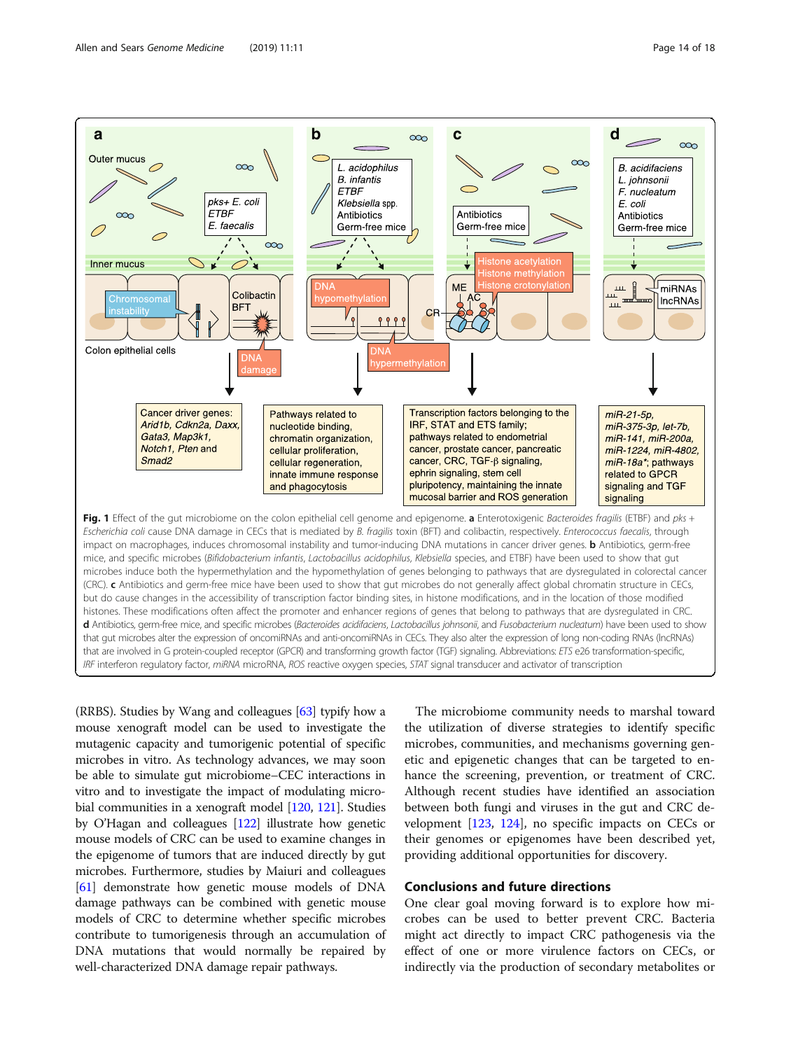**Fig. 1** Effect of the gut microbiome on the colon epithelial cell genome and epigenome. **a** Enterotoxigenic *Bacteroides fragilis* (ETBF) and *pks* + *Escherichia coli* cause DNA damage in CECs that is mediated by *B. fragilis* toxin (BFT) and colibactin, respectively. *Enterococcus faecalis*, through impact on macrophages, induces chromosomal instability and tumor-inducing DNA mutations in cancer driver genes. **b** Antibiotics, germ-free mice, and specific microbes (*Bifidobacterium infantis*, *Lactobacillus acidophilus*, *Klebsiella* species, and ETBF) have been used to show that gut microbes induce both the hypermethylation and the hypomethylation of genes belonging to pathways that are dysregulated in colorectal cancer (CRC). **c** Antibiotics and germ-free mice have been used to show that gut microbes do not generally affect global chromatin structure in CECs, but do cause changes in the accessibility of transcription factor binding sites, in histone modifications, and in the location of those modified histones. These modifications often affect the promoter and enhancer regions of genes that belong to pathways that are dysregulated in CRC. **d** Antibiotics, germ-free mice, and specific microbes (*Bacteroides acidifaciens*, *Lactobacillus johnsonii*, and *Fusobacterium nucleatum*) have been used to show that gut microbes alter the expression of oncomiRNAs and anti-oncomiRNAs in CECs. They also alter the expression of long non-coding RNAs (lncRNAs) that are involved in G protein-coupled receptor (GPCR) and transforming growth factor (TGF) signaling. Abbreviations: *ETS* e26 transformation-specific, *IRF* interferon regulatory factor, *miRNA* microRNA, *ROS* reactive oxygen species, *STAT* signal transducer and activator of transcription

(RRBS). Studies by Wang and colleagues [63] typify how a mouse xenograft model can be used to investigate the mutagenic capacity and tumorigenic potential of specific microbes in vitro. As technology advances, we may soon be able to simulate gut microbiome–CEC interactions in vitro and to investigate the impact of modulating microbial communities in a xenograft model [120, 121]. Studies by O'Hagan and colleagues [122] illustrate how genetic mouse models of CRC can be used to examine changes in the epigenome of tumors that are induced directly by gut microbes. Furthermore, studies by Maiuri and colleagues [61] demonstrate how genetic mouse models of DNA damage pathways can be combined with genetic mouse models of CRC to determine whether specific microbes contribute to tumorigenesis through an accumulation of DNA mutations that would normally be repaired by well-characterized DNA damage repair pathways.

The microbiome community needs to marshal toward the utilization of diverse strategies to identify specific microbes, communities, and mechanisms governing genetic and epigenetic changes that can be targeted to enhance the screening, prevention, or treatment of CRC. Although recent studies have identified an association between both fungi and viruses in the gut and CRC development [123, 124], no specific impacts on CECs or their genomes or epigenomes have been described yet, providing additional opportunities for discovery.

## Conclusions and future directions

One clear goal moving forward is to explore how microbes can be used to better prevent CRC. Bacteria might act directly to impact CRC pathogenesis via the effect of one or more virulence factors on CECs, or indirectly via the production of secondary metabolites or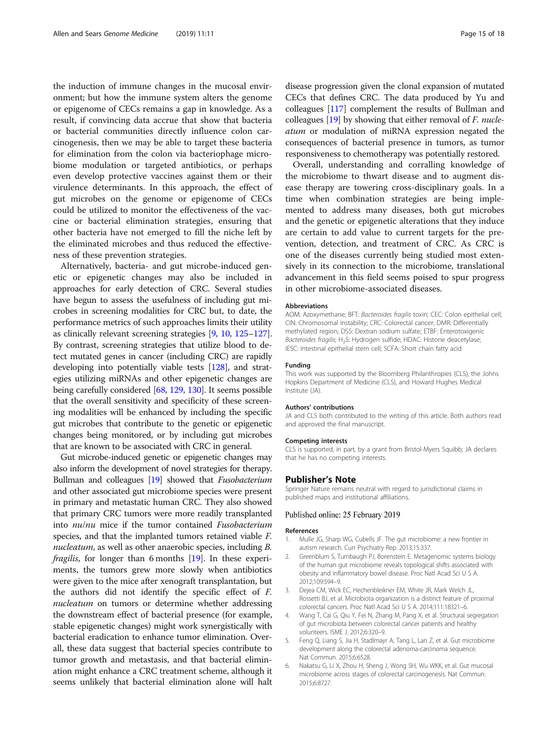the induction of immune changes in the mucosal environment; but how the immune system alters the genome or epigenome of CECs remains a gap in knowledge. As a result, if convincing data accrue that show that bacteria or bacterial communities directly influence colon carcinogenesis, then we may be able to target these bacteria for elimination from the colon via bacteriophage microbiome modulation or targeted antibiotics, or perhaps even develop protective vaccines against them or their virulence determinants. In this approach, the effect of gut microbes on the genome or epigenome of CECs could be utilized to monitor the effectiveness of the vaccine or bacterial elimination strategies, ensuring that other bacteria have not emerged to fill the niche left by the eliminated microbes and thus reduced the effectiveness of these prevention strategies.

Alternatively, bacteria- and gut microbe-induced genetic or epigenetic changes may also be included in approaches for early detection of CRC. Several studies have begun to assess the usefulness of including gut microbes in screening modalities for CRC but, to date, the performance metrics of such approaches limits their utility as clinically relevant screening strategies [9, 10, 125–127]. By contrast, screening strategies that utilize blood to detect mutated genes in cancer (including CRC) are rapidly developing into potentially viable tests [128], and strategies utilizing miRNAs and other epigenetic changes are being carefully considered [68, 129, 130]. It seems possible that the overall sensitivity and specificity of these screening modalities will be enhanced by including the specific gut microbes that contribute to the genetic or epigenetic changes being monitored, or by including gut microbes that are known to be associated with CRC in general.

Gut microbe-induced genetic or epigenetic changes may also inform the development of novel strategies for therapy. Bullman and colleagues [19] showed that *Fusobacterium* and other associated gut microbiome species were present in primary and metastatic human CRC. They also showed that primary CRC tumors were more readily transplanted into *nu*/*nu* mice if the tumor contained *Fusobacterium* species, and that the implanted tumors retained viable *F. nucleatum*, as well as other anaerobic species, including *B. fragilis*, for longer than 6 months [19]. In these experiments, the tumors grew more slowly when antibiotics were given to the mice after xenograft transplantation, but the authors did not identify the specific effect of *F. nucleatum* on tumors or determine whether addressing the downstream effect of bacterial presence (for example, stable epigenetic changes) might work synergistically with bacterial eradication to enhance tumor elimination. Overall, these data suggest that bacterial species contribute to tumor growth and metastasis, and that bacterial elimination might enhance a CRC treatment scheme, although it seems unlikely that bacterial elimination alone will halt disease progression given the clonal expansion of mutated CECs that defines CRC. The data produced by Yu and colleagues [117] complement the results of Bullman and colleagues [19] by showing that either removal of *F. nucleatum* or modulation of miRNA expression negated the consequences of bacterial presence in tumors, as tumor responsiveness to chemotherapy was potentially restored.

Overall, understanding and corralling knowledge of the microbiome to thwart disease and to augment disease therapy are towering cross-disciplinary goals. In a time when combination strategies are being implemented to address many diseases, both gut microbes and the genetic or epigenetic alterations that they induce are certain to add value to current targets for the prevention, detection, and treatment of CRC. As CRC is one of the diseases currently being studied most extensively in its connection to the microbiome, translational advancement in this field seems poised to spur progress in other microbiome-associated diseases.

#### Abbreviations

AOM: Azoxymethane; BFT: *Bacteroides fragilis* toxin; CEC: Colon epithelial cell; CIN: Chromosomal instability; CRC: Colorectal cancer; DMR: Differentially methylated region; DSS: Dextran sodium sulfate; ETBF: Enterotoxigenic *Bacteroides fragilis*; $H_2S$: Hydrogen sulfide; HDAC: Histone deacetylase; IESC: Intestinal epithelial stem cell; SCFA: Short chain fatty acid

#### Funding

This work was supported by the Bloomberg Philanthropies (CLS), the Johns Hopkins Department of Medicine (CLS), and Howard Hughes Medical Institute (JA).

#### Authors' contributions

JA and CLS both contributed to the writing of this article. Both authors read and approved the final manuscript.

#### Competing interests

CLS is supported, in part, by a grant from Bristol-Myers Squibb; JA declares that he has no competing interests.

### Publisher's Note

Springer Nature remains neutral with regard to jurisdictional claims in published maps and institutional affiliations.

Published online: 25 February 2019

#### References

1. Mulle JG, Sharp WG, Cubells JF. The gut microbiome: a new frontier in autism research. Curr Psychiatry Rep. 2013;15:337.
2. Greenblum S, Turnbaugh PJ, Borenstein E. Metagenomic systems biology of the human gut microbiome reveals topological shifts associated with obesity and inflammatory bowel disease. Proc Natl Acad Sci U S A. 2012;109:594–9.
3. Dejea CM, Wick EC, Hechenbleikner EM, White JR, Mark Welch JL, Rossetti BJ, et al. Microbiota organization is a distinct feature of proximal colorectal cancers. Proc Natl Acad Sci U S A. 2014;111:18321–6.
4. Wang T, Cai G, Qiu Y, Fei N, Zhang M, Pang X, et al. Structural segregation of gut microbiota between colorectal cancer patients and healthy volunteers. ISME J. 2012;6:320–9.
5. Feng Q, Liang S, Jia H, Stadlmayr A, Tang L, Lan Z, et al. Gut microbiome development along the colorectal adenoma-carcinoma sequence. Nat Commun. 2015;6:6528.
6. Nakatsu G, Li X, Zhou H, Sheng J, Wong SH, Wu WKK, et al. Gut mucosal microbiome across stages of colorectal carcinogenesis. Nat Commun. 2015;6:8727.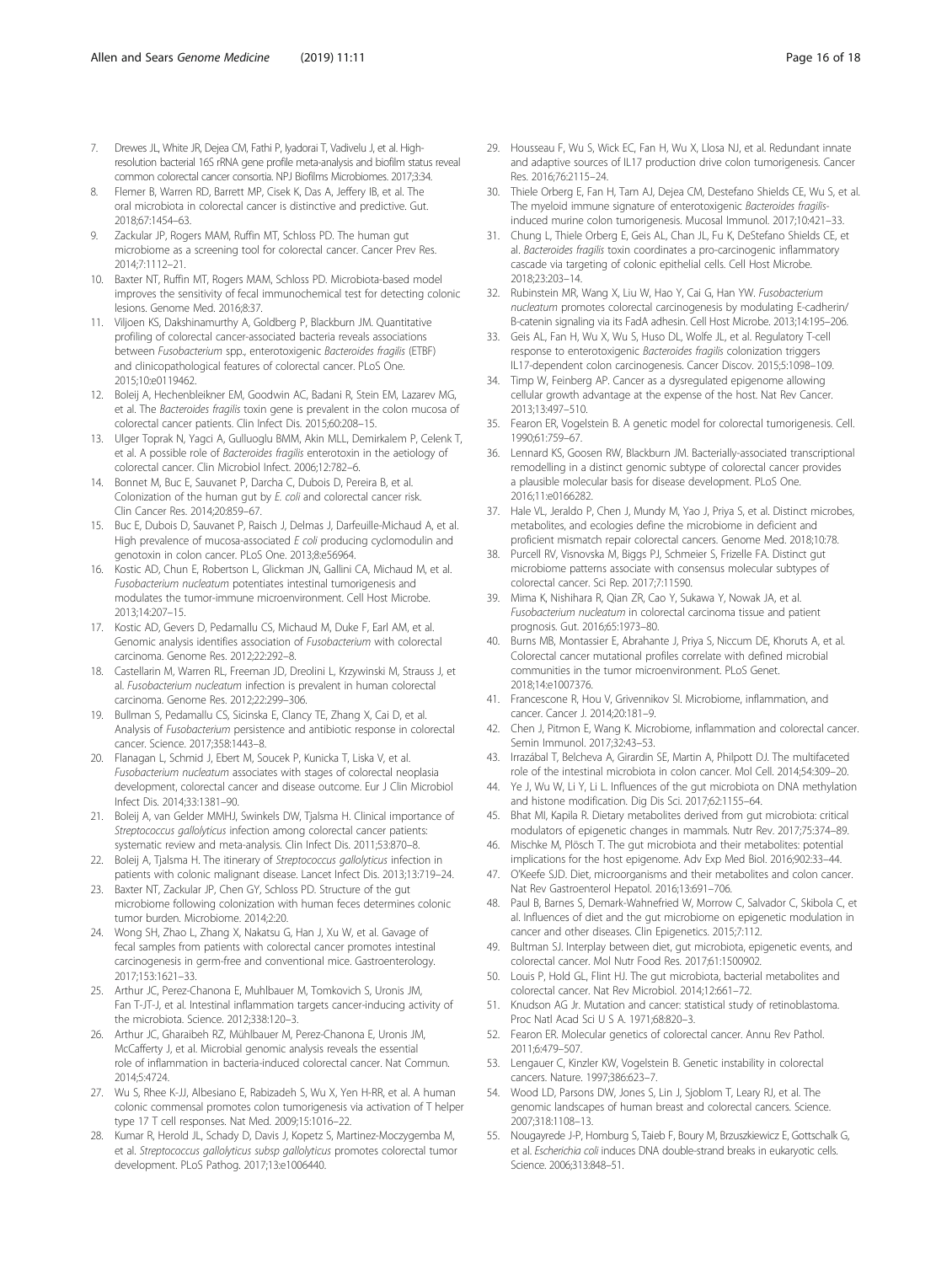7. Drewes JL, White JR, Dejea CM, Fathi P, Iyadorai T, Vadivelu J, et al. High-resolution bacterial 16S rRNA gene profile meta-analysis and biofilm status reveal common colorectal cancer consortia. NPJ Biofilms Microbiomes. 2017;3:34.
8. Flemer B, Warren RD, Barrett MP, Cisek K, Das A, Jeffery IB, et al. The oral microbiota in colorectal cancer is distinctive and predictive. Gut. 2018;67:1454–63.
9. Zackular JP, Rogers MAM, Ruffin MT, Schloss PD. The human gut microbiome as a screening tool for colorectal cancer. Cancer Prev Res. 2014;7:1112–21.
10. Baxter NT, Ruffin MT, Rogers MAM, Schloss PD. Microbiota-based model improves the sensitivity of fecal immunochemical test for detecting colonic lesions. Genome Med. 2016;8:37.
11. Viljoen KS, Dakshinamurthy A, Goldberg P, Blackburn JM. Quantitative profiling of colorectal cancer-associated bacteria reveals associations between *Fusobacterium* spp., enterotoxigenic *Bacteroides fragilis* (ETBF) and clinicopathological features of colorectal cancer. PLoS One. 2015;10:e0119462.
12. Boleij A, Hechenbleikner EM, Goodwin AC, Badani R, Stein EM, Lazarev MG, et al. The *Bacteroides fragilis* toxin gene is prevalent in the colon mucosa of colorectal cancer patients. Clin Infect Dis. 2015;60:208–15.
13. Ulger Toprak N, Yagci A, Gulluoglu BMM, Akin MLL, Demirkalem P, Celenk T, et al. A possible role of *Bacteroides fragilis* enterotoxin in the aetiology of colorectal cancer. Clin Microbiol Infect. 2006;12:782–6.
14. Bonnet M, Buc E, Sauvanet P, Darcha C, Dubois D, Pereira B, et al. Colonization of the human gut by *E. coli* and colorectal cancer risk. Clin Cancer Res. 2014;20:859–67.
15. Buc E, Dubois D, Sauvanet P, Raisch J, Delmas J, Darfeuille-Michaud A, et al. High prevalence of mucosa-associated *E coli* producing cyclomodulin and genotoxin in colon cancer. PLoS One. 2013;8:e56964.
16. Kostic AD, Chun E, Robertson L, Glickman JN, Gallini CA, Michaud M, et al. *Fusobacterium nucleatum* potentiates intestinal tumorigenesis and modulates the tumor-immune microenvironment. Cell Host Microbe. 2013;14:207–15.
17. Kostic AD, Gevers D, Pedamallu CS, Michaud M, Duke F, Earl AM, et al. Genomic analysis identifies association of *Fusobacterium* with colorectal carcinoma. Genome Res. 2012;22:292–8.
18. Castellarin M, Warren RL, Freeman JD, Dreolini L, Krzywinski M, Strauss J, et al. *Fusobacterium nucleatum* infection is prevalent in human colorectal carcinoma. Genome Res. 2012;22:299–306.
19. Bullman S, Pedamallu CS, Sicinska E, Clancy TE, Zhang X, Cai D, et al. Analysis of *Fusobacterium* persistence and antibiotic response in colorectal cancer. Science. 2017;358:1443–8.
20. Flanagan L, Schmid J, Ebert M, Soucek P, Kunicka T, Liska V, et al. *Fusobacterium nucleatum* associates with stages of colorectal neoplasia development, colorectal cancer and disease outcome. Eur J Clin Microbiol Infect Dis. 2014;33:1381–90.
21. Boleij A, van Gelder MMHJ, Swinkels DW, Tjalsma H. Clinical importance of *Streptococcus gallolyticus* infection among colorectal cancer patients: systematic review and meta-analysis. Clin Infect Dis. 2011;53:870–8.
22. Boleij A, Tjalsma H. The itinerary of *Streptococcus gallolyticus* infection in patients with colonic malignant disease. Lancet Infect Dis. 2013;13:719–24.
23. Baxter NT, Zackular JP, Chen GY, Schloss PD. Structure of the gut microbiome following colonization with human feces determines colonic tumor burden. Microbiome. 2014;2:20.
24. Wong SH, Zhao L, Zhang X, Nakatsu G, Han J, Xu W, et al. Gavage of fecal samples from patients with colorectal cancer promotes intestinal carcinogenesis in germ-free and conventional mice. Gastroenterology. 2017;153:1621–33.
25. Arthur JC, Perez-Chanona E, Muhlbauer M, Tomkovich S, Uronis JM, Fan T-JT-J, et al. Intestinal inflammation targets cancer-inducing activity of the microbiota. Science. 2012;338:120–3.
26. Arthur JC, Gharaibeh RZ, Mühlbauer M, Perez-Chanona E, Uronis JM, McCafferty J, et al. Microbial genomic analysis reveals the essential role of inflammation in bacteria-induced colorectal cancer. Nat Commun. 2014;5:4724.
27. Wu S, Rhee K-JJ, Albesiano E, Rabizadeh S, Wu X, Yen H-RR, et al. A human colonic commensal promotes colon tumorigenesis via activation of T helper type 17 T cell responses. Nat Med. 2009;15:1016–22.
28. Kumar R, Herold JL, Schady D, Davis J, Kopetz S, Martinez-Moczygemba M, et al. *Streptococcus gallolyticus subsp gallolyticus* promotes colorectal tumor development. PLoS Pathog. 2017;13:e1006440.
29. Housseau F, Wu S, Wick EC, Fan H, Wu X, Llosa NJ, et al. Redundant innate and adaptive sources of IL17 production drive colon tumorigenesis. Cancer Res. 2016;76:2115–24.
30. Thiele Orberg E, Fan H, Tam AJ, Dejea CM, Destefano Shields CE, Wu S, et al. The myeloid immune signature of enterotoxigenic *Bacteroides fragilis*-induced murine colon tumorigenesis. Mucosal Immunol. 2017;10:421–33.
31. Chung L, Thiele Orberg E, Geis AL, Chan JL, Fu K, DeStefano Shields CE, et al. *Bacteroides fragilis* toxin coordinates a pro-carcinogenic inflammatory cascade via targeting of colonic epithelial cells. Cell Host Microbe. 2018;23:203–14.
32. Rubinstein MR, Wang X, Liu W, Hao Y, Cai G, Han YW. *Fusobacterium nucleatum* promotes colorectal carcinogenesis by modulating E-cadherin/B-catenin signaling via its FadA adhesin. Cell Host Microbe. 2013;14:195–206.
33. Geis AL, Fan H, Wu X, Wu S, Huso DL, Wolfe JL, et al. Regulatory T-cell response to enterotoxigenic *Bacteroides fragilis* colonization triggers IL17-dependent colon carcinogenesis. Cancer Discov. 2015;5:1098–109.
34. Timp W, Feinberg AP. Cancer as a dysregulated epigenome allowing cellular growth advantage at the expense of the host. Nat Rev Cancer. 2013;13:497–510.
35. Fearon ER, Vogelstein B. A genetic model for colorectal tumorigenesis. Cell. 1990;61:759–67.
36. Lennard KS, Goosen RW, Blackburn JM. Bacterially-associated transcriptional remodelling in a distinct genomic subtype of colorectal cancer provides a plausible molecular basis for disease development. PLoS One. 2016;11:e0166282.
37. Hale VL, Jeraldo P, Chen J, Mundy M, Yao J, Priya S, et al. Distinct microbes, metabolites, and ecologies define the microbiome in deficient and proficient mismatch repair colorectal cancers. Genome Med. 2018;10:78.
38. Purcell RV, Visnovska M, Biggs PJ, Schmeier S, Frizelle FA. Distinct gut microbiome patterns associate with consensus molecular subtypes of colorectal cancer. Sci Rep. 2017;7:11590.
39. Mima K, Nishihara R, Qian ZR, Cao Y, Sukawa Y, Nowak JA, et al. *Fusobacterium nucleatum* in colorectal carcinoma tissue and patient prognosis. Gut. 2016;65:1973–80.
40. Burns MB, Montassier E, Abrahante J, Priya S, Niccum DE, Khoruts A, et al. Colorectal cancer mutational profiles correlate with defined microbial communities in the tumor microenvironment. PLoS Genet. 2018;14:e1007376.
41. Francescone R, Hou V, Grivennikov SI. Microbiome, inflammation, and cancer. Cancer J. 2014;20:181–9.
42. Chen J, Pitmon E, Wang K. Microbiome, inflammation and colorectal cancer. Semin Immunol. 2017;32:43–53.
43. Irrazábal T, Belcheva A, Girardin SE, Martin A, Philpott DJ. The multifaceted role of the intestinal microbiota in colon cancer. Mol Cell. 2014;54:309–20.
44. Ye J, Wu W, Li Y, Li L. Influences of the gut microbiota on DNA methylation and histone modification. Dig Dis Sci. 2017;62:1155–64.
45. Bhat MI, Kapila R. Dietary metabolites derived from gut microbiota: critical modulators of epigenetic changes in mammals. Nutr Rev. 2017;75:374–89.
46. Mischke M, Plösch T. The gut microbiota and their metabolites: potential implications for the host epigenome. Adv Exp Med Biol. 2016;902:33–44.
47. O'Keefe SJD. Diet, microorganisms and their metabolites and colon cancer. Nat Rev Gastroenterol Hepatol. 2016;13:691–706.
48. Paul B, Barnes S, Demark-Wahnefried W, Morrow C, Salvador C, Skibola C, et al. Influences of diet and the gut microbiome on epigenetic modulation in cancer and other diseases. Clin Epigenetics. 2015;7:112.
49. Bultman SJ. Interplay between diet, gut microbiota, epigenetic events, and colorectal cancer. Mol Nutr Food Res. 2017;61:1500902.
50. Louis P, Hold GL, Flint HJ. The gut microbiota, bacterial metabolites and colorectal cancer. Nat Rev Microbiol. 2014;12:661–72.
51. Knudson AG Jr. Mutation and cancer: statistical study of retinoblastoma. Proc Natl Acad Sci U S A. 1971;68:820–3.
52. Fearon ER. Molecular genetics of colorectal cancer. Annu Rev Pathol. 2011;6:479–507.
53. Lengauer C, Kinzler KW, Vogelstein B. Genetic instability in colorectal cancers. Nature. 1997;386:623–7.
54. Wood LD, Parsons DW, Jones S, Lin J, Sjoblom T, Leary RJ, et al. The genomic landscapes of human breast and colorectal cancers. Science. 2007;318:1108–13.
55. Nougayrede J-P, Homburg S, Taieb F, Boury M, Brzuszkiewicz E, Gottschalk G, et al. *Escherichia coli* induces DNA double-strand breaks in eukaryotic cells. Science. 2006;313:848–51.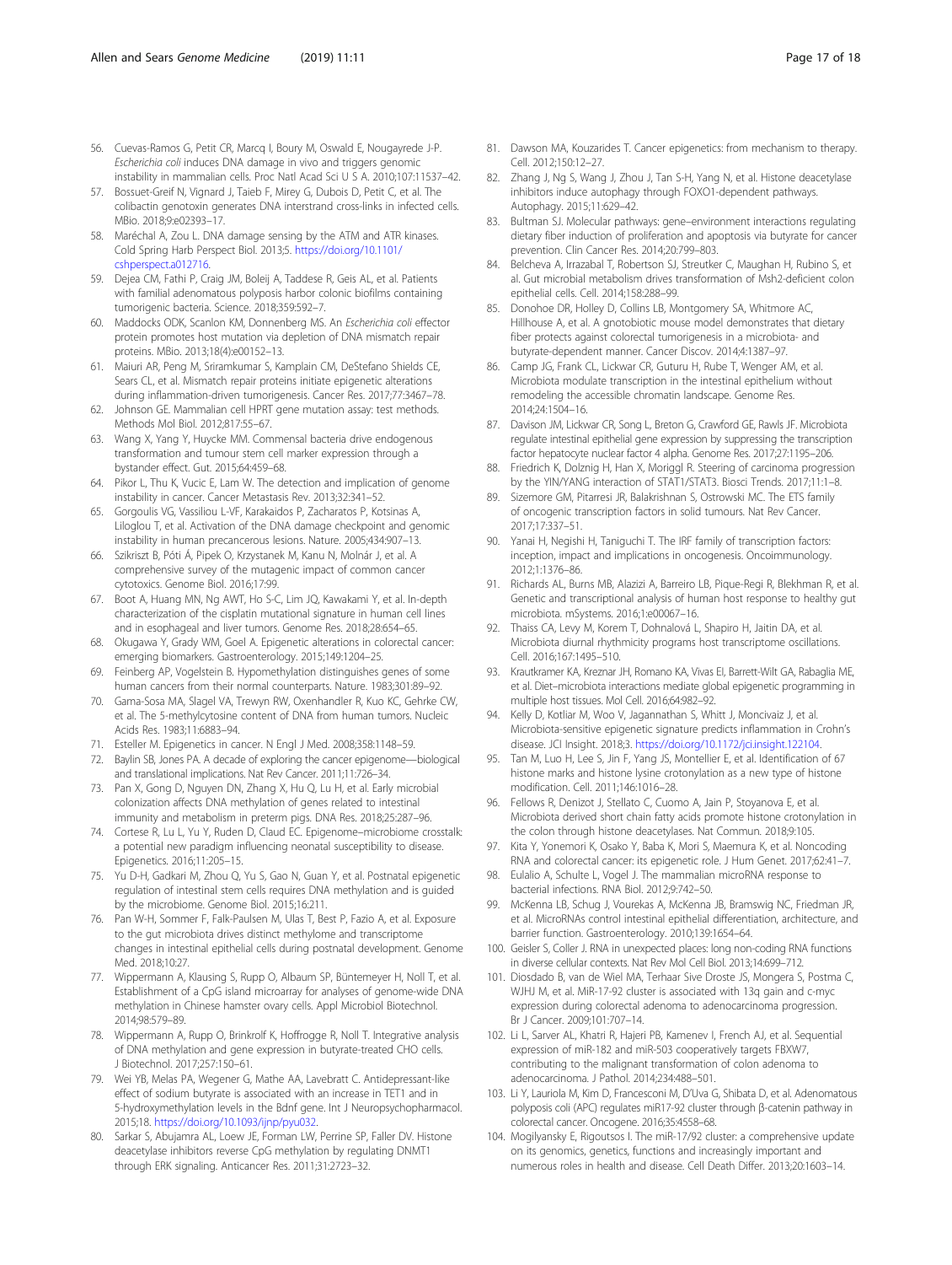56. Cuevas-Ramos G, Petit CR, Marcq I, Boury M, Oswald E, Nougayrede J-P. *Escherichia coli* induces DNA damage in vivo and triggers genomic instability in mammalian cells. Proc Natl Acad Sci U S A. 2010;107:11537–42.
57. Bossuet-Greif N, Vignard J, Taieb F, Mirey G, Dubois D, Petit C, et al. The colibactin genotoxin generates DNA interstrand cross-links in infected cells. MBio. 2018;9:e02393–17.
58. Maréchal A, Zou L. DNA damage sensing by the ATM and ATR kinases. Cold Spring Harb Perspect Biol. 2013;5. https://doi.org/10.1101/cshperspect.a012716.
59. Dejea CM, Fathi P, Craig JM, Boleij A, Taddese R, Geis AL, et al. Patients with familial adenomatous polyposis harbor colonic biofilms containing tumorigenic bacteria. Science. 2018;359:592–7.
60. Maddocks ODK, Scanlon KM, Donnenberg MS. An *Escherichia coli* effector protein promotes host mutation via depletion of DNA mismatch repair proteins. MBio. 2013;18(4):e00152–13.
61. Maiuri AR, Peng M, Sriramkumar S, Kamplain CM, DeStefano Shields CE, Sears CL, et al. Mismatch repair proteins initiate epigenetic alterations during inflammation-driven tumorigenesis. Cancer Res. 2017;77:3467–78.
62. Johnson GE. Mammalian cell HPRT gene mutation assay: test methods. Methods Mol Biol. 2012;817:55–67.
63. Wang X, Yang Y, Huycke MM. Commensal bacteria drive endogenous transformation and tumour stem cell marker expression through a bystander effect. Gut. 2015;64:459–68.
64. Pikor L, Thu K, Vucic E, Lam W. The detection and implication of genome instability in cancer. Cancer Metastasis Rev. 2013;32:341–52.
65. Gorgoulis VG, Vassiliou L-VF, Karakaidos P, Zacharatos P, Kotsinas A, Liloglou T, et al. Activation of the DNA damage checkpoint and genomic instability in human precancerous lesions. Nature. 2005;434:907–13.
66. Szikriszt B, Póti Á, Pipek O, Krzystanek M, Kanu N, Molnár J, et al. A comprehensive survey of the mutagenic impact of common cancer cytotoxics. Genome Biol. 2016;17:99.
67. Boot A, Huang MN, Ng AWT, Ho S-C, Lim JQ, Kawakami Y, et al. In-depth characterization of the cisplatin mutational signature in human cell lines and in esophageal and liver tumors. Genome Res. 2018;28:654–65.
68. Okugawa Y, Grady WM, Goel A. Epigenetic alterations in colorectal cancer: emerging biomarkers. Gastroenterology. 2015;149:1204–25.
69. Feinberg AP, Vogelstein B. Hypomethylation distinguishes genes of some human cancers from their normal counterparts. Nature. 1983;301:89–92.
70. Gama-Sosa MA, Slagel VA, Trewyn RW, Oxenhandler R, Kuo KC, Gehrke CW, et al. The 5-methylcytosine content of DNA from human tumors. Nucleic Acids Res. 1983;11:6883–94.
71. Esteller M. Epigenetics in cancer. N Engl J Med. 2008;358:1148–59.
72. Baylin SB, Jones PA. A decade of exploring the cancer epigenome—biological and translational implications. Nat Rev Cancer. 2011;11:726–34.
73. Pan X, Gong D, Nguyen DN, Zhang X, Hu Q, Lu H, et al. Early microbial colonization affects DNA methylation of genes related to intestinal immunity and metabolism in preterm pigs. DNA Res. 2018;25:287–96.
74. Cortese R, Lu L, Yu Y, Ruden D, Claud EC. Epigenome–microbiome crosstalk: a potential new paradigm influencing neonatal susceptibility to disease. Epigenetics. 2016;11:205–15.
75. Yu D-H, Gadkari M, Zhou Q, Yu S, Gao N, Guan Y, et al. Postnatal epigenetic regulation of intestinal stem cells requires DNA methylation and is guided by the microbiome. Genome Biol. 2015;16:211.
76. Pan W-H, Sommer F, Falk-Paulsen M, Ulas T, Best P, Fazio A, et al. Exposure to the gut microbiota drives distinct methylome and transcriptome changes in intestinal epithelial cells during postnatal development. Genome Med. 2018;10:27.
77. Wippermann A, Klausing S, Rupp O, Albaum SP, Büntemeyer H, Noll T, et al. Establishment of a CpG island microarray for analyses of genome-wide DNA methylation in Chinese hamster ovary cells. Appl Microbiol Biotechnol. 2014;98:579–89.
78. Wippermann A, Rupp O, Brinkrolf K, Hoffrogge R, Noll T. Integrative analysis of DNA methylation and gene expression in butyrate-treated CHO cells. J Biotechnol. 2017;257:150–61.
79. Wei YB, Melas PA, Wegener G, Mathe AA, Lavebratt C. Antidepressant-like effect of sodium butyrate is associated with an increase in TET1 and in 5-hydroxymethylation levels in the Bdnf gene. Int J Neuropsychopharmacol. 2015;18. https://doi.org/10.1093/ijnp/pyu032.
80. Sarkar S, Abujamra AL, Loew JE, Forman LW, Perrine SP, Faller DV. Histone deacetylase inhibitors reverse CpG methylation by regulating DNMT1 through ERK signaling. Anticancer Res. 2011;31:2723–32.
81. Dawson MA, Kouzarides T. Cancer epigenetics: from mechanism to therapy. Cell. 2012;150:12–27.
82. Zhang J, Ng S, Wang J, Zhou J, Tan S-H, Yang N, et al. Histone deacetylase inhibitors induce autophagy through FOXO1-dependent pathways. Autophagy. 2015;11:629–42.
83. Bultman SJ. Molecular pathways: gene–environment interactions regulating dietary fiber induction of proliferation and apoptosis via butyrate for cancer prevention. Clin Cancer Res. 2014;20:799–803.
84. Belcheva A, Irrazabal T, Robertson SJ, Streutker C, Maughan H, Rubino S, et al. Gut microbial metabolism drives transformation of Msh2-deficient colon epithelial cells. Cell. 2014;158:288–99.
85. Donohoe DR, Holley D, Collins LB, Montgomery SA, Whitmore AC, Hillhouse A, et al. A gnotobiotic mouse model demonstrates that dietary fiber protects against colorectal tumorigenesis in a microbiota- and butyrate-dependent manner. Cancer Discov. 2014;4:1387–97.
86. Camp JG, Frank CL, Lickwar CR, Guturu H, Rube T, Wenger AM, et al. Microbiota modulate transcription in the intestinal epithelium without remodeling the accessible chromatin landscape. Genome Res. 2014;24:1504–16.
87. Davison JM, Lickwar CR, Song L, Breton G, Crawford GE, Rawls JF. Microbiota regulate intestinal epithelial gene expression by suppressing the transcription factor hepatocyte nuclear factor 4 alpha. Genome Res. 2017;27:1195–206.
88. Friedrich K, Dolznig H, Han X, Moriggl R. Steering of carcinoma progression by the YIN/YANG interaction of STAT1/STAT3. Biosci Trends. 2017;11:1–8.
89. Sizemore GM, Pitarresi JR, Balakrishnan S, Ostrowski MC. The ETS family of oncogenic transcription factors in solid tumours. Nat Rev Cancer. 2017;17:337–51.
90. Yanai H, Negishi H, Taniguchi T. The IRF family of transcription factors: inception, impact and implications in oncogenesis. Oncoimmunology. 2012;1:1376–86.
91. Richards AL, Burns MB, Alazizi A, Barreiro LB, Pique-Regi R, Blekhman R, et al. Genetic and transcriptional analysis of human host response to healthy gut microbiota. mSystems. 2016;1:e00067–16.
92. Thaiss CA, Levy M, Korem T, Dohnalová L, Shapiro H, Jaitin DA, et al. Microbiota diurnal rhythmicity programs host transcriptome oscillations. Cell. 2016;167:1495–510.
93. Krautkramer KA, Kreznar JH, Romano KA, Vivas EI, Barrett-Wilt GA, Rabaglia ME, et al. Diet–microbiota interactions mediate global epigenetic programming in multiple host tissues. Mol Cell. 2016;64:982–92.
94. Kelly D, Kotliar M, Woo V, Jagannathan S, Whitt J, Moncivaiz J, et al. Microbiota-sensitive epigenetic signature predicts inflammation in Crohn's disease. JCI Insight. 2018;3. https://doi.org/10.1172/jci.insight.122104.
95. Tan M, Luo H, Lee S, Jin F, Yang JS, Montellier E, et al. Identification of 67 histone marks and histone lysine crotonylation as a new type of histone modification. Cell. 2011;146:1016–28.
96. Fellows R, Denizot J, Stellato C, Cuomo A, Jain P, Stoyanova E, et al. Microbiota derived short chain fatty acids promote histone crotonylation in the colon through histone deacetylases. Nat Commun. 2018;9:105.
97. Kita Y, Yonemori K, Osako Y, Baba K, Mori S, Maemura K, et al. Noncoding RNA and colorectal cancer: its epigenetic role. J Hum Genet. 2017;62:41–7.
98. Eulalio A, Schulte L, Vogel J. The mammalian microRNA response to bacterial infections. RNA Biol. 2012;9:742–50.
99. McKenna LB, Schug J, Vourekas A, McKenna JB, Bramswig NC, Friedman JR, et al. MicroRNAs control intestinal epithelial differentiation, architecture, and barrier function. Gastroenterology. 2010;139:1654–64.
100. Geisler S, Coller J. RNA in unexpected places: long non-coding RNA functions in diverse cellular contexts. Nat Rev Mol Cell Biol. 2013;14:699–712.
101. Diosdado B, van de Wiel MA, Terhaar Sive Droste JS, Mongera S, Postma C, WJHJ M, et al. MiR-17-92 cluster is associated with 13q gain and c-myc expression during colorectal adenoma to adenocarcinoma progression. Br J Cancer. 2009;101:707–14.
102. Li L, Sarver AL, Khatri R, Hajeri PB, Kamenev I, French AJ, et al. Sequential expression of miR-182 and miR-503 cooperatively targets FBXW7, contributing to the malignant transformation of colon adenoma to adenocarcinoma. J Pathol. 2014;234:488–501.
103. Li Y, Lauriola M, Kim D, Francesconi M, D'Uva G, Shibata D, et al. Adenomatous polyposis coli (APC) regulates miR17-92 cluster through β-catenin pathway in colorectal cancer. Oncogene. 2016;35:4558–68.
104. Mogilyansky E, Rigoutsos I. The miR-17/92 cluster: a comprehensive update on its genomics, genetics, functions and increasingly important and numerous roles in health and disease. Cell Death Differ. 2013;20:1603–14.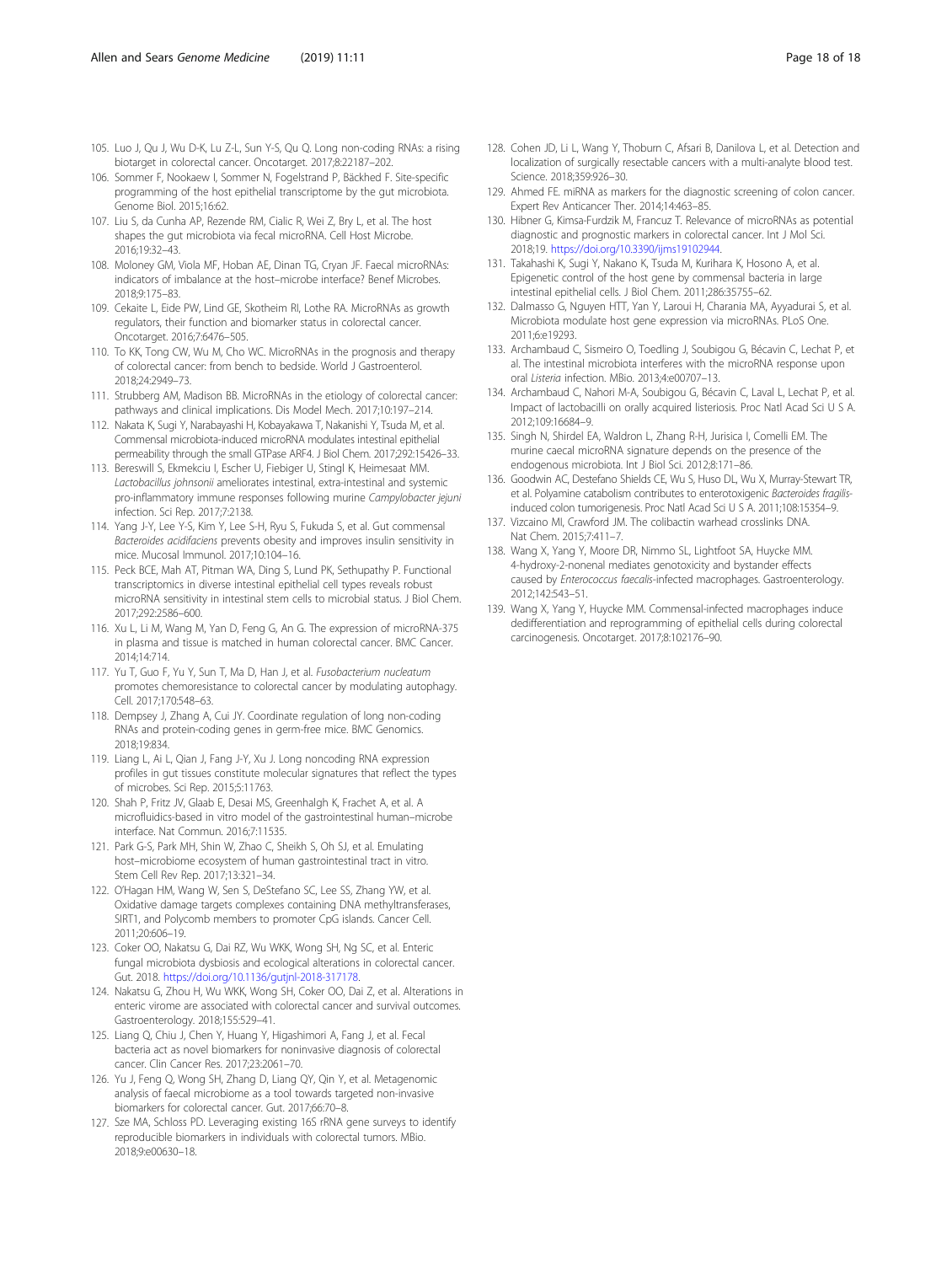105. Luo J, Qu J, Wu D-K, Lu Z-L, Sun Y-S, Qu Q. Long non-coding RNAs: a rising biotarget in colorectal cancer. Oncotarget. 2017;8:22187–202.
106. Sommer F, Nookaew I, Sommer N, Fogelstrand P, Bäckhed F. Site-specific programming of the host epithelial transcriptome by the gut microbiota. Genome Biol. 2015;16:62.
107. Liu S, da Cunha AP, Rezende RM, Cialic R, Wei Z, Bry L, et al. The host shapes the gut microbiota via fecal microRNA. Cell Host Microbe. 2016;19:32–43.
108. Moloney GM, Viola MF, Hoban AE, Dinan TG, Cryan JF. Faecal microRNAs: indicators of imbalance at the host–microbe interface? Benef Microbes. 2018;9:175–83.
109. Cekaite L, Eide PW, Lind GE, Skotheim RI, Lothe RA. MicroRNAs as growth regulators, their function and biomarker status in colorectal cancer. Oncotarget. 2016;7:6476–505.
110. To KK, Tong CW, Wu M, Cho WC. MicroRNAs in the prognosis and therapy of colorectal cancer: from bench to bedside. World J Gastroenterol. 2018;24:2949–73.
111. Strubberg AM, Madison BB. MicroRNAs in the etiology of colorectal cancer: pathways and clinical implications. Dis Model Mech. 2017;10:197–214.
112. Nakata K, Sugi Y, Narabayashi H, Kobayakawa T, Nakanishi Y, Tsuda M, et al. Commensal microbiota-induced microRNA modulates intestinal epithelial permeability through the small GTPase ARF4. J Biol Chem. 2017;292:15426–33.
113. Bereswill S, Ekmekciu I, Escher U, Fiebiger U, Stingl K, Heimesaat MM. *Lactobacillus johnsonii* ameliorates intestinal, extra-intestinal and systemic pro-inflammatory immune responses following murine *Campylobacter jejuni* infection. Sci Rep. 2017;7:2138.
114. Yang J-Y, Lee Y-S, Kim Y, Lee S-H, Ryu S, Fukuda S, et al. Gut commensal *Bacteroides acidifaciens* prevents obesity and improves insulin sensitivity in mice. Mucosal Immunol. 2017;10:104–16.
115. Peck BCE, Mah AT, Pitman WA, Ding S, Lund PK, Sethupathy P. Functional transcriptomics in diverse intestinal epithelial cell types reveals robust microRNA sensitivity in intestinal stem cells to microbial status. J Biol Chem. 2017;292:2586–600.
116. Xu L, Li M, Wang M, Yan D, Feng G, An G. The expression of microRNA-375 in plasma and tissue is matched in human colorectal cancer. BMC Cancer. 2014;14:714.
117. Yu T, Guo F, Yu Y, Sun T, Ma D, Han J, et al. *Fusobacterium nucleatum* promotes chemoresistance to colorectal cancer by modulating autophagy. Cell. 2017;170:548–63.
118. Dempsey J, Zhang A, Cui JY. Coordinate regulation of long non-coding RNAs and protein-coding genes in germ-free mice. BMC Genomics. 2018;19:834.
119. Liang L, Ai L, Qian J, Fang J-Y, Xu J. Long noncoding RNA expression profiles in gut tissues constitute molecular signatures that reflect the types of microbes. Sci Rep. 2015;5:11763.
120. Shah P, Fritz JV, Glaab E, Desai MS, Greenhalgh K, Frachet A, et al. A microfluidics-based in vitro model of the gastrointestinal human–microbe interface. Nat Commun. 2016;7:11535.
121. Park G-S, Park MH, Shin W, Zhao C, Sheikh S, Oh SJ, et al. Emulating host–microbiome ecosystem of human gastrointestinal tract in vitro. Stem Cell Rev Rep. 2017;13:321–34.
122. O'Hagan HM, Wang W, Sen S, DeStefano SC, Lee SS, Zhang YW, et al. Oxidative damage targets complexes containing DNA methyltransferases, SIRT1, and Polycomb members to promoter CpG islands. Cancer Cell. 2011;20:606–19.
123. Coker OO, Nakatsu G, Dai RZ, Wu WKK, Wong SH, Ng SC, et al. Enteric fungal microbiota dysbiosis and ecological alterations in colorectal cancer. Gut. 2018. https://doi.org/10.1136/gutjnl-2018-317178.
124. Nakatsu G, Zhou H, Wu WKK, Wong SH, Coker OO, Dai Z, et al. Alterations in enteric virome are associated with colorectal cancer and survival outcomes. Gastroenterology. 2018;155:529–41.
125. Liang Q, Chiu J, Chen Y, Huang Y, Higashimori A, Fang J, et al. Fecal bacteria act as novel biomarkers for noninvasive diagnosis of colorectal cancer. Clin Cancer Res. 2017;23:2061–70.
126. Yu J, Feng Q, Wong SH, Zhang D, Liang QY, Qin Y, et al. Metagenomic analysis of faecal microbiome as a tool towards targeted non-invasive biomarkers for colorectal cancer. Gut. 2017;66:70–8.
127. Sze MA, Schloss PD. Leveraging existing 16S rRNA gene surveys to identify reproducible biomarkers in individuals with colorectal tumors. MBio. 2018;9:e00630–18.
128. Cohen JD, Li L, Wang Y, Thoburn C, Afsari B, Danilova L, et al. Detection and localization of surgically resectable cancers with a multi-analyte blood test. Science. 2018;359:926–30.
129. Ahmed FE. miRNA as markers for the diagnostic screening of colon cancer. Expert Rev Anticancer Ther. 2014;14:463–85.
130. Hibner G, Kimsa-Furdzik M, Francuz T. Relevance of microRNAs as potential diagnostic and prognostic markers in colorectal cancer. Int J Mol Sci. 2018;19. https://doi.org/10.3390/ijms19102944.
131. Takahashi K, Sugi Y, Nakano K, Tsuda M, Kurihara K, Hosono A, et al. Epigenetic control of the host gene by commensal bacteria in large intestinal epithelial cells. J Biol Chem. 2011;286:35755–62.
132. Dalmasso G, Nguyen HTT, Yan Y, Laroui H, Charania MA, Ayyadurai S, et al. Microbiota modulate host gene expression via microRNAs. PLoS One. 2011;6:e19293.
133. Archambaud C, Sismeiro O, Toedling J, Soubigou G, Bécavin C, Lechat P, et al. The intestinal microbiota interferes with the microRNA response upon oral *Listeria* infection. MBio. 2013;4:e00707–13.
134. Archambaud C, Nahori M-A, Soubigou G, Bécavin C, Laval L, Lechat P, et al. Impact of lactobacilli on orally acquired listeriosis. Proc Natl Acad Sci U S A. 2012;109:16684–9.
135. Singh N, Shirdel EA, Waldron L, Zhang R-H, Jurisica I, Comelli EM. The murine caecal microRNA signature depends on the presence of the endogenous microbiota. Int J Biol Sci. 2012;8:171–86.
136. Goodwin AC, Destefano Shields CE, Wu S, Huso DL, Wu X, Murray-Stewart TR, et al. Polyamine catabolism contributes to enterotoxigenic *Bacteroides fragilis*-induced colon tumorigenesis. Proc Natl Acad Sci U S A. 2011;108:15354–9.
137. Vizcaino MI, Crawford JM. The colibactin warhead crosslinks DNA. Nat Chem. 2015;7:411–7.
138. Wang X, Yang Y, Moore DR, Nimmo SL, Lightfoot SA, Huycke MM. 4-hydroxy-2-nonenal mediates genotoxicity and bystander effects caused by *Enterococcus faecalis*-infected macrophages. Gastroenterology. 2012;142:543–51.
139. Wang X, Yang Y, Huycke MM. Commensal-infected macrophages induce dedifferentiation and reprogramming of epithelial cells during colorectal carcinogenesis. Oncotarget. 2017;8:102176–90.